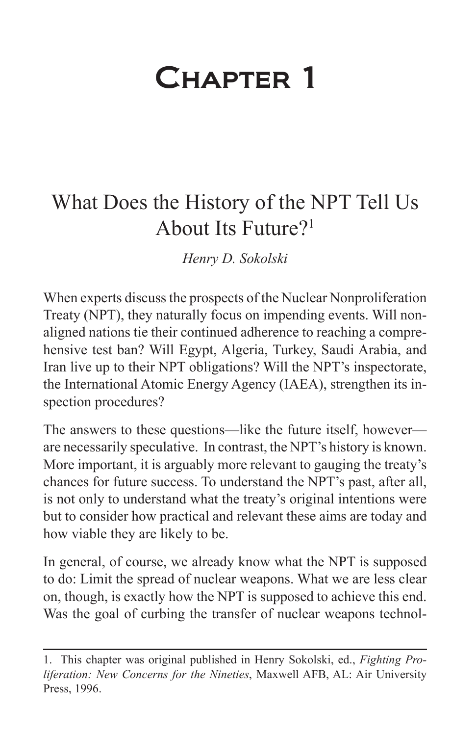# Chapter 1

## What Does the History of the NPT Tell Us About Its Future?[1]

*Henry D. Sokolski*

When experts discuss the prospects of the Nuclear Nonproliferation Treaty (NPT), they naturally focus on impending events. Will non-aligned nations tie their continued adherence to reaching a comprehensive test ban? Will Egypt, Algeria, Turkey, Saudi Arabia, and Iran live up to their NPT obligations? Will the NPT's inspectorate, the International Atomic Energy Agency (IAEA), strengthen its inspection procedures?

The answers to these questions—like the future itself, however—are necessarily speculative. In contrast, the NPT's history is known. More important, it is arguably more relevant to gauging the treaty's chances for future success. To understand the NPT's past, after all, is not only to understand what the treaty's original intentions were but to consider how practical and relevant these aims are today and how viable they are likely to be.

In general, of course, we already know what the NPT is supposed to do: Limit the spread of nuclear weapons. What we are less clear on, though, is exactly how the NPT is supposed to achieve this end. Was the goal of curbing the transfer of nuclear weapons technol-

---

1. This chapter was original published in Henry Sokolski, ed., *Fighting Proliferation: New Concerns for the Nineties*, Maxwell AFB, AL: Air University Press, 1996.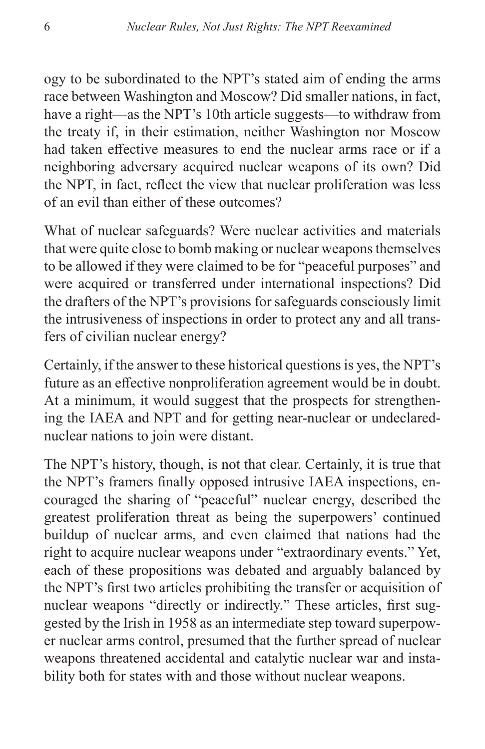ogy to be subordinated to the NPT's stated aim of ending the arms race between Washington and Moscow? Did smaller nations, in fact, have a right—as the NPT's 10th article suggests—to withdraw from the treaty if, in their estimation, neither Washington nor Moscow had taken effective measures to end the nuclear arms race or if a neighboring adversary acquired nuclear weapons of its own? Did the NPT, in fact, reflect the view that nuclear proliferation was less of an evil than either of these outcomes?

What of nuclear safeguards? Were nuclear activities and materials that were quite close to bomb making or nuclear weapons themselves to be allowed if they were claimed to be for "peaceful purposes" and were acquired or transferred under international inspections? Did the drafters of the NPT's provisions for safeguards consciously limit the intrusiveness of inspections in order to protect any and all transfers of civilian nuclear energy?

Certainly, if the answer to these historical questions is yes, the NPT's future as an effective nonproliferation agreement would be in doubt. At a minimum, it would suggest that the prospects for strengthening the IAEA and NPT and for getting near-nuclear or undeclared-nuclear nations to join were distant.

The NPT's history, though, is not that clear. Certainly, it is true that the NPT's framers finally opposed intrusive IAEA inspections, encouraged the sharing of "peaceful" nuclear energy, described the greatest proliferation threat as being the superpowers' continued buildup of nuclear arms, and even claimed that nations had the right to acquire nuclear weapons under "extraordinary events." Yet, each of these propositions was debated and arguably balanced by the NPT's first two articles prohibiting the transfer or acquisition of nuclear weapons "directly or indirectly." These articles, first suggested by the Irish in 1958 as an intermediate step toward superpower nuclear arms control, presumed that the further spread of nuclear weapons threatened accidental and catalytic nuclear war and instability both for states with and those without nuclear weapons.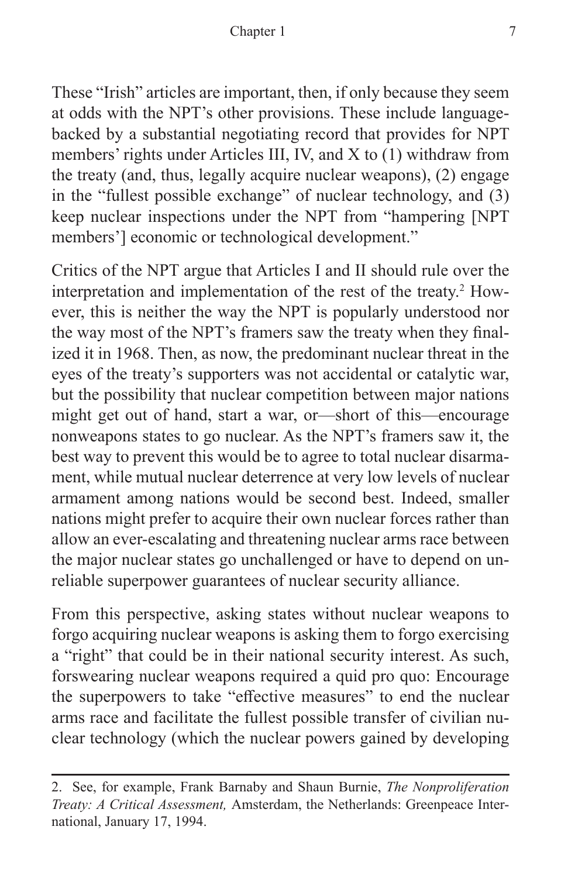These "Irish" articles are important, then, if only because they seem at odds with the NPT's other provisions. These include language-backed by a substantial negotiating record that provides for NPT members' rights under Articles III, IV, and X to (1) withdraw from the treaty (and, thus, legally acquire nuclear weapons), (2) engage in the "fullest possible exchange" of nuclear technology, and (3) keep nuclear inspections under the NPT from "hampering [NPT members'] economic or technological development."

Critics of the NPT argue that Articles I and II should rule over the interpretation and implementation of the rest of the treaty.[2] However, this is neither the way the NPT is popularly understood nor the way most of the NPT's framers saw the treaty when they finalized it in 1968. Then, as now, the predominant nuclear threat in the eyes of the treaty's supporters was not accidental or catalytic war, but the possibility that nuclear competition between major nations might get out of hand, start a war, or—short of this—encourage nonweapons states to go nuclear. As the NPT's framers saw it, the best way to prevent this would be to agree to total nuclear disarmament, while mutual nuclear deterrence at very low levels of nuclear armament among nations would be second best. Indeed, smaller nations might prefer to acquire their own nuclear forces rather than allow an ever-escalating and threatening nuclear arms race between the major nuclear states go unchallenged or have to depend on unreliable superpower guarantees of nuclear security alliance.

From this perspective, asking states without nuclear weapons to forgo acquiring nuclear weapons is asking them to forgo exercising a "right" that could be in their national security interest. As such, forswearing nuclear weapons required a quid pro quo: Encourage the superpowers to take "effective measures" to end the nuclear arms race and facilitate the fullest possible transfer of civilian nuclear technology (which the nuclear powers gained by developing

---

2. See, for example, Frank Barnaby and Shaun Burnie, *The Nonproliferation Treaty: A Critical Assessment,* Amsterdam, the Netherlands: Greenpeace International, January 17, 1994.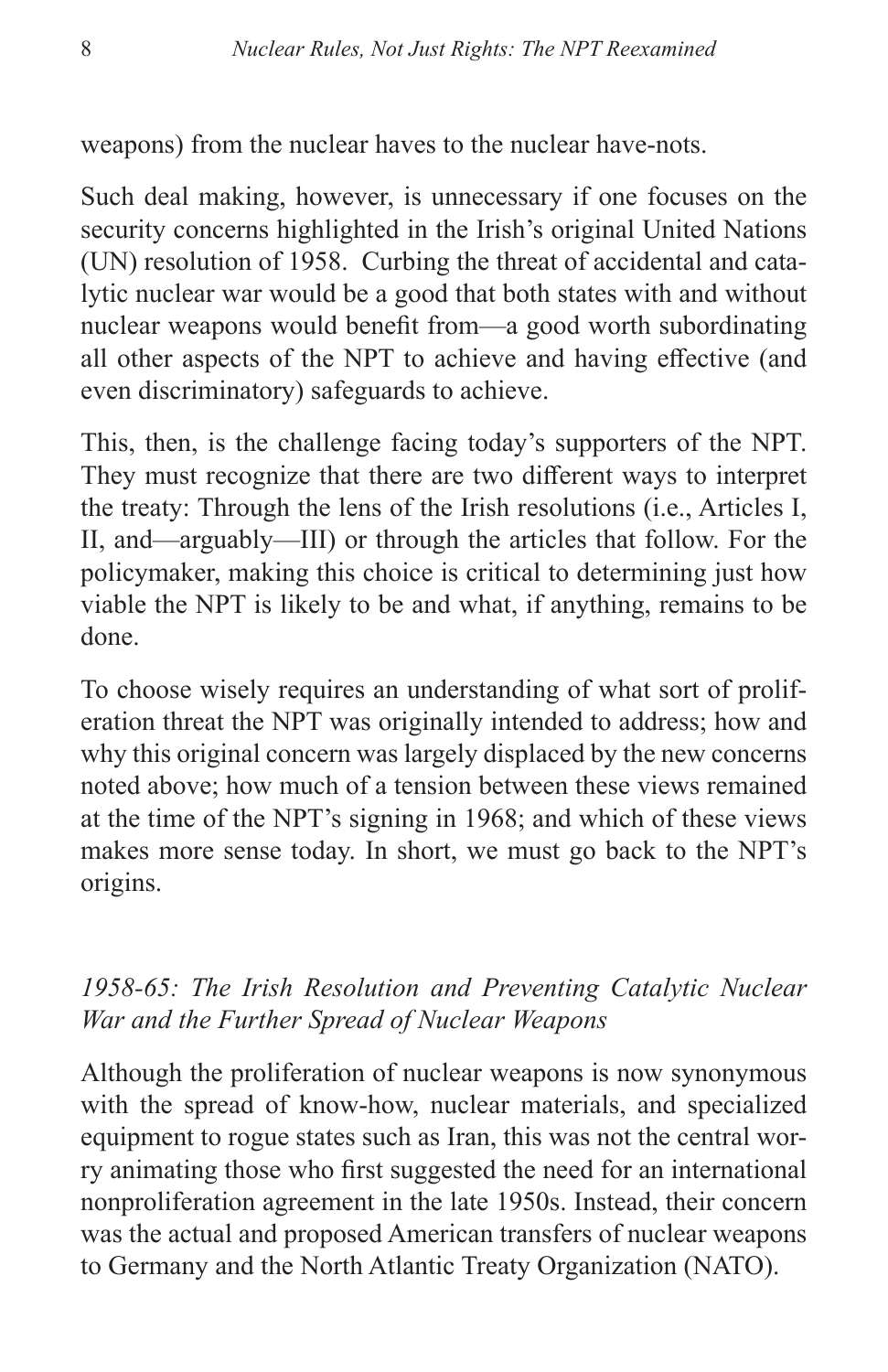weapons) from the nuclear haves to the nuclear have-nots.

Such deal making, however, is unnecessary if one focuses on the security concerns highlighted in the Irish's original United Nations (UN) resolution of 1958. Curbing the threat of accidental and catalytic nuclear war would be a good that both states with and without nuclear weapons would benefit from—a good worth subordinating all other aspects of the NPT to achieve and having effective (and even discriminatory) safeguards to achieve.

This, then, is the challenge facing today's supporters of the NPT. They must recognize that there are two different ways to interpret the treaty: Through the lens of the Irish resolutions (i.e., Articles I, II, and—arguably—III) or through the articles that follow. For the policymaker, making this choice is critical to determining just how viable the NPT is likely to be and what, if anything, remains to be done.

To choose wisely requires an understanding of what sort of proliferation threat the NPT was originally intended to address; how and why this original concern was largely displaced by the new concerns noted above; how much of a tension between these views remained at the time of the NPT's signing in 1968; and which of these views makes more sense today. In short, we must go back to the NPT's origins.

### *1958-65: The Irish Resolution and Preventing Catalytic Nuclear War and the Further Spread of Nuclear Weapons*

Although the proliferation of nuclear weapons is now synonymous with the spread of know-how, nuclear materials, and specialized equipment to rogue states such as Iran, this was not the central worry animating those who first suggested the need for an international nonproliferation agreement in the late 1950s. Instead, their concern was the actual and proposed American transfers of nuclear weapons to Germany and the North Atlantic Treaty Organization (NATO).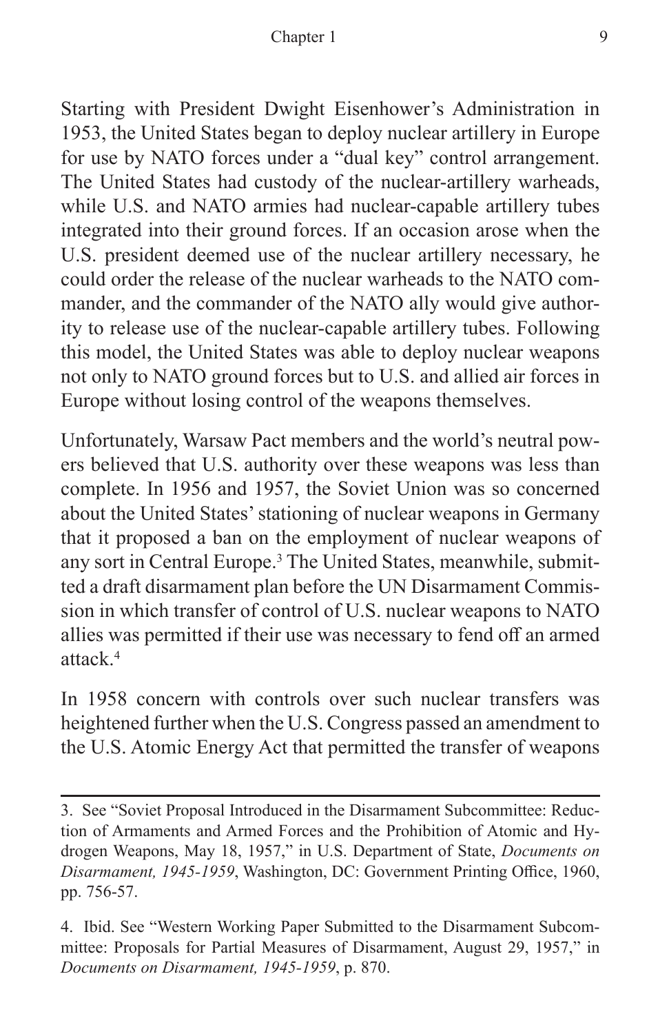Starting with President Dwight Eisenhower's Administration in 1953, the United States began to deploy nuclear artillery in Europe for use by NATO forces under a "dual key" control arrangement. The United States had custody of the nuclear-artillery warheads, while U.S. and NATO armies had nuclear-capable artillery tubes integrated into their ground forces. If an occasion arose when the U.S. president deemed use of the nuclear artillery necessary, he could order the release of the nuclear warheads to the NATO commander, and the commander of the NATO ally would give authority to release use of the nuclear-capable artillery tubes. Following this model, the United States was able to deploy nuclear weapons not only to NATO ground forces but to U.S. and allied air forces in Europe without losing control of the weapons themselves.

Unfortunately, Warsaw Pact members and the world's neutral powers believed that U.S. authority over these weapons was less than complete. In 1956 and 1957, the Soviet Union was so concerned about the United States' stationing of nuclear weapons in Germany that it proposed a ban on the employment of nuclear weapons of any sort in Central Europe.[3] The United States, meanwhile, submitted a draft disarmament plan before the UN Disarmament Commission in which transfer of control of U.S. nuclear weapons to NATO allies was permitted if their use was necessary to fend off an armed attack.[4]

In 1958 concern with controls over such nuclear transfers was heightened further when the U.S. Congress passed an amendment to the U.S. Atomic Energy Act that permitted the transfer of weapons

---

3. See "Soviet Proposal Introduced in the Disarmament Subcommittee: Reduction of Armaments and Armed Forces and the Prohibition of Atomic and Hydrogen Weapons, May 18, 1957," in U.S. Department of State, *Documents on Disarmament, 1945-1959*, Washington, DC: Government Printing Office, 1960, pp. 756-57.

4. Ibid. See "Western Working Paper Submitted to the Disarmament Subcommittee: Proposals for Partial Measures of Disarmament, August 29, 1957," in *Documents on Disarmament, 1945-1959*, p. 870.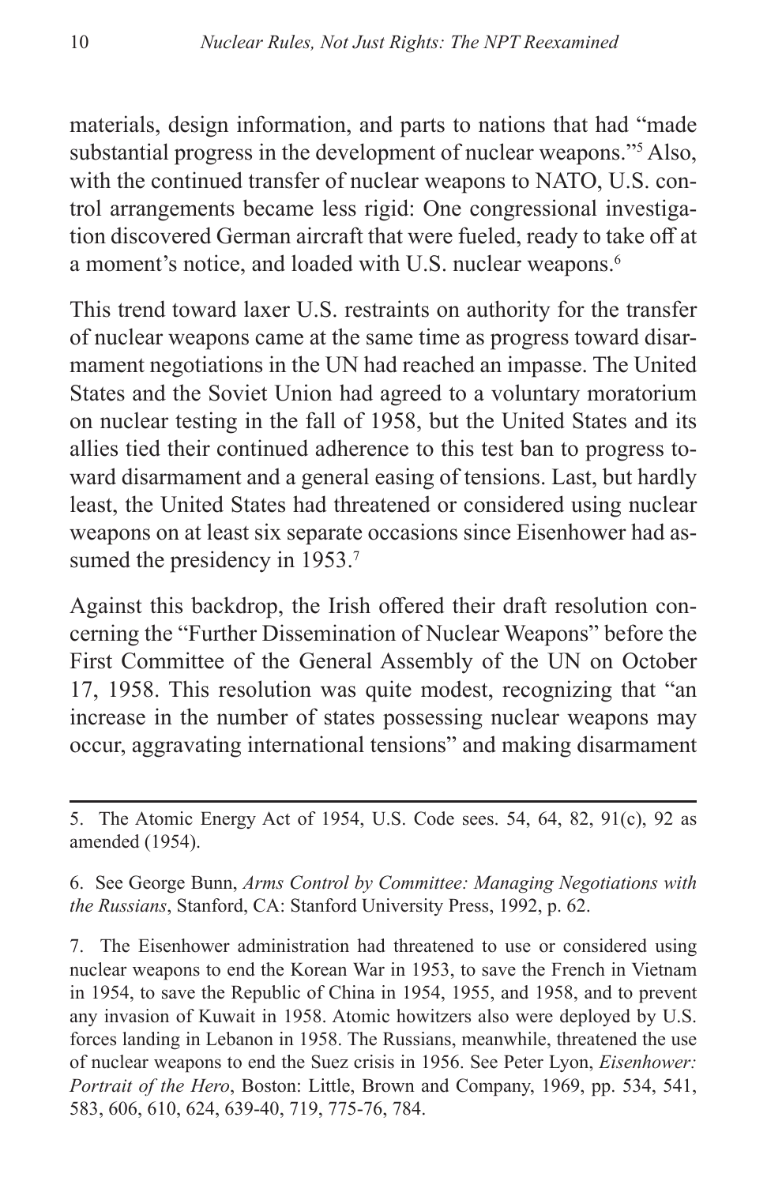materials, design information, and parts to nations that had "made substantial progress in the development of nuclear weapons."[5] Also, with the continued transfer of nuclear weapons to NATO, U.S. control arrangements became less rigid: One congressional investigation discovered German aircraft that were fueled, ready to take off at a moment's notice, and loaded with U.S. nuclear weapons.[6]

This trend toward laxer U.S. restraints on authority for the transfer of nuclear weapons came at the same time as progress toward disarmament negotiations in the UN had reached an impasse. The United States and the Soviet Union had agreed to a voluntary moratorium on nuclear testing in the fall of 1958, but the United States and its allies tied their continued adherence to this test ban to progress toward disarmament and a general easing of tensions. Last, but hardly least, the United States had threatened or considered using nuclear weapons on at least six separate occasions since Eisenhower had assumed the presidency in 1953.[7]

Against this backdrop, the Irish offered their draft resolution concerning the "Further Dissemination of Nuclear Weapons" before the First Committee of the General Assembly of the UN on October 17, 1958. This resolution was quite modest, recognizing that "an increase in the number of states possessing nuclear weapons may occur, aggravating international tensions" and making disarmament

---

5. The Atomic Energy Act of 1954, U.S. Code sees. 54, 64, 82, 91(c), 92 as amended (1954).

6. See George Bunn, *Arms Control by Committee: Managing Negotiations with the Russians*, Stanford, CA: Stanford University Press, 1992, p. 62.

7. The Eisenhower administration had threatened to use or considered using nuclear weapons to end the Korean War in 1953, to save the French in Vietnam in 1954, to save the Republic of China in 1954, 1955, and 1958, and to prevent any invasion of Kuwait in 1958. Atomic howitzers also were deployed by U.S. forces landing in Lebanon in 1958. The Russians, meanwhile, threatened the use of nuclear weapons to end the Suez crisis in 1956. See Peter Lyon, *Eisenhower: Portrait of the Hero*, Boston: Little, Brown and Company, 1969, pp. 534, 541, 583, 606, 610, 624, 639-40, 719, 775-76, 784.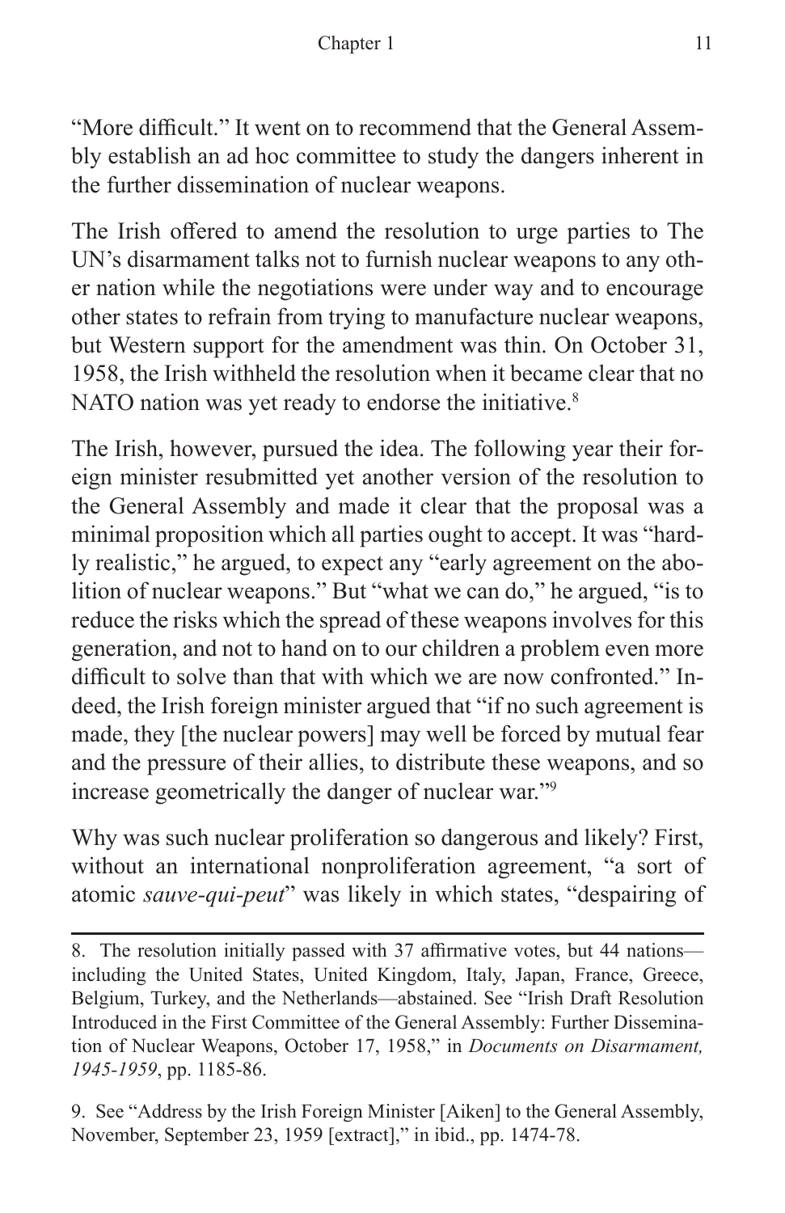"More difficult." It went on to recommend that the General Assembly establish an ad hoc committee to study the dangers inherent in the further dissemination of nuclear weapons.

The Irish offered to amend the resolution to urge parties to The UN's disarmament talks not to furnish nuclear weapons to any other nation while the negotiations were under way and to encourage other states to refrain from trying to manufacture nuclear weapons, but Western support for the amendment was thin. On October 31, 1958, the Irish withheld the resolution when it became clear that no NATO nation was yet ready to endorse the initiative.[8]

The Irish, however, pursued the idea. The following year their foreign minister resubmitted yet another version of the resolution to the General Assembly and made it clear that the proposal was a minimal proposition which all parties ought to accept. It was "hardly realistic," he argued, to expect any "early agreement on the abolition of nuclear weapons." But "what we can do," he argued, "is to reduce the risks which the spread of these weapons involves for this generation, and not to hand on to our children a problem even more difficult to solve than that with which we are now confronted." Indeed, the Irish foreign minister argued that "if no such agreement is made, they [the nuclear powers] may well be forced by mutual fear and the pressure of their allies, to distribute these weapons, and so increase geometrically the danger of nuclear war."[9]

Why was such nuclear proliferation so dangerous and likely? First, without an international nonproliferation agreement, "a sort of atomic *sauve-qui-peut*" was likely in which states, "despairing of

---

8. The resolution initially passed with 37 affirmative votes, but 44 nations—including the United States, United Kingdom, Italy, Japan, France, Greece, Belgium, Turkey, and the Netherlands—abstained. See "Irish Draft Resolution Introduced in the First Committee of the General Assembly: Further Dissemination of Nuclear Weapons, October 17, 1958," in *Documents on Disarmament, 1945-1959*, pp. 1185-86.

9. See "Address by the Irish Foreign Minister [Aiken] to the General Assembly, November, September 23, 1959 [extract]," in ibid., pp. 1474-78.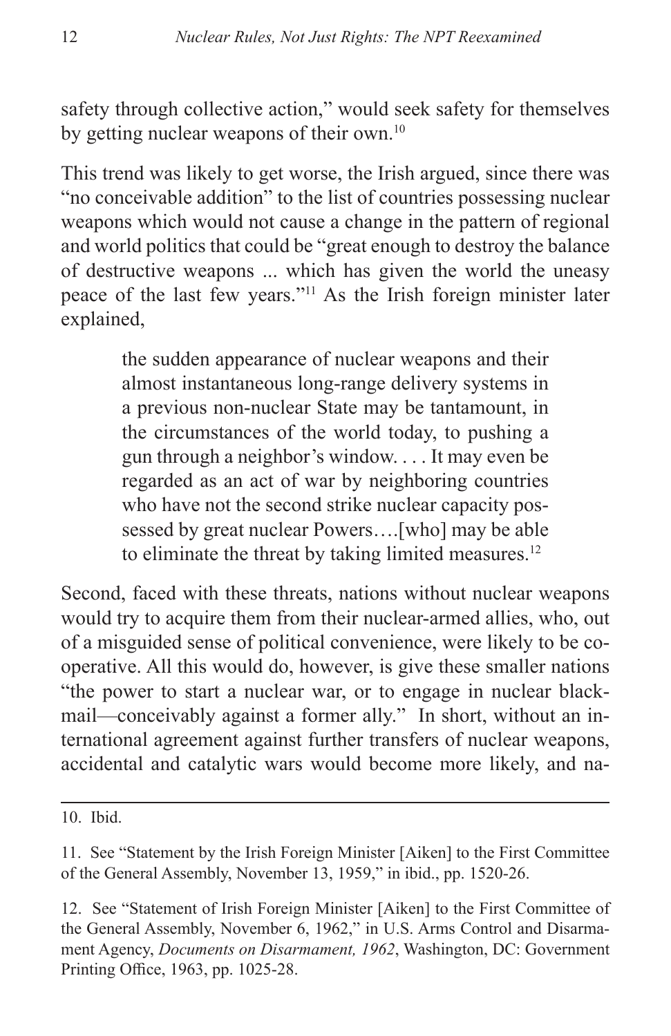safety through collective action," would seek safety for themselves by getting nuclear weapons of their own.[10]

This trend was likely to get worse, the Irish argued, since there was "no conceivable addition" to the list of countries possessing nuclear weapons which would not cause a change in the pattern of regional and world politics that could be "great enough to destroy the balance of destructive weapons ... which has given the world the uneasy peace of the last few years."[11] As the Irish foreign minister later explained,

> the sudden appearance of nuclear weapons and their almost instantaneous long-range delivery systems in a previous non-nuclear State may be tantamount, in the circumstances of the world today, to pushing a gun through a neighbor's window. . . . It may even be regarded as an act of war by neighboring countries who have not the second strike nuclear capacity possessed by great nuclear Powers….[who] may be able to eliminate the threat by taking limited measures.[12]

Second, faced with these threats, nations without nuclear weapons would try to acquire them from their nuclear-armed allies, who, out of a misguided sense of political convenience, were likely to be cooperative. All this would do, however, is give these smaller nations "the power to start a nuclear war, or to engage in nuclear blackmail—conceivably against a former ally." In short, without an international agreement against further transfers of nuclear weapons, accidental and catalytic wars would become more likely, and na-

---

10. Ibid.

11. See "Statement by the Irish Foreign Minister [Aiken] to the First Committee of the General Assembly, November 13, 1959," in ibid., pp. 1520-26.

12. See "Statement of Irish Foreign Minister [Aiken] to the First Committee of the General Assembly, November 6, 1962," in U.S. Arms Control and Disarmament Agency, *Documents on Disarmament, 1962*, Washington, DC: Government Printing Office, 1963, pp. 1025-28.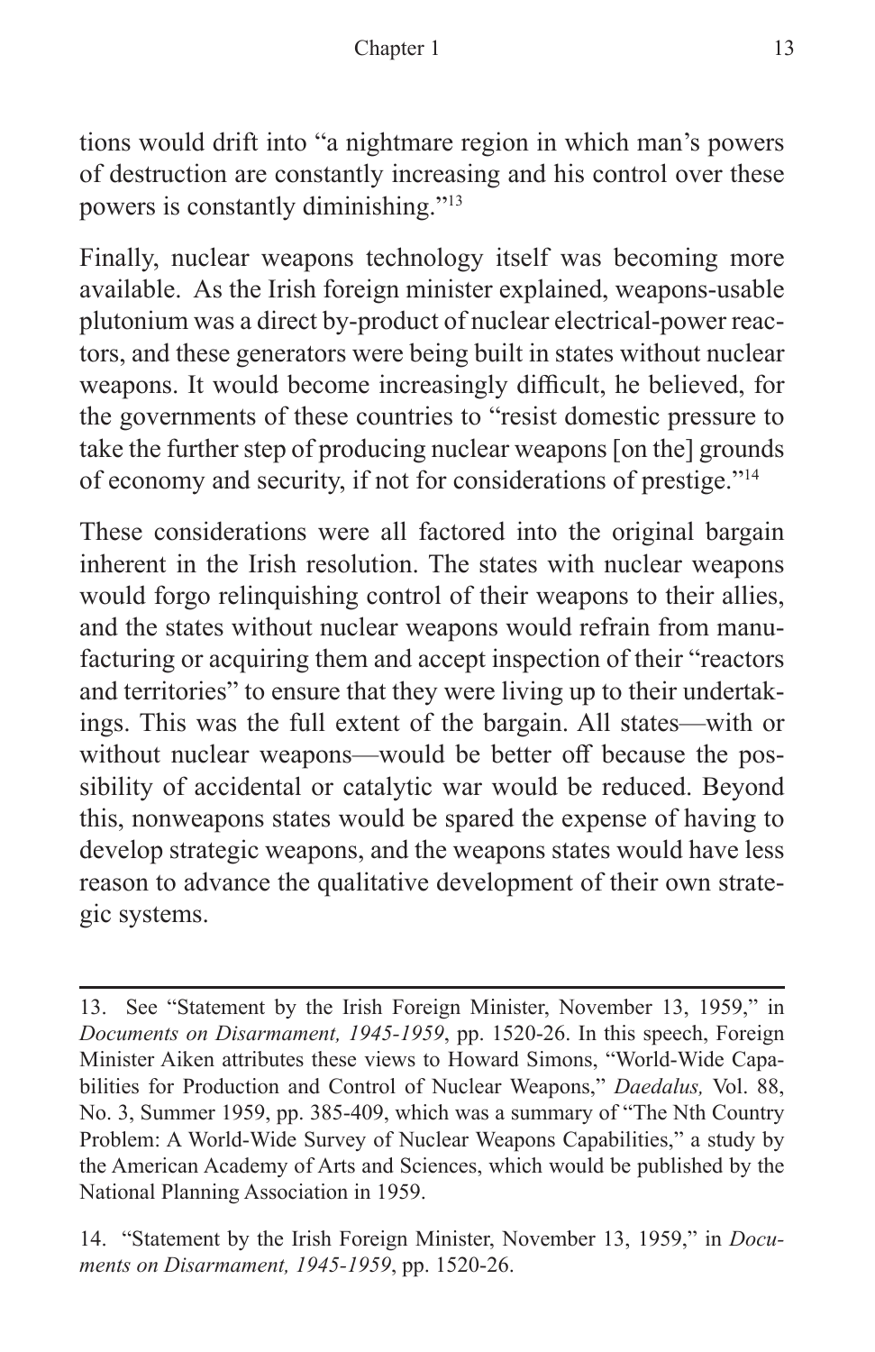tions would drift into "a nightmare region in which man's powers of destruction are constantly increasing and his control over these powers is constantly diminishing."[13]

Finally, nuclear weapons technology itself was becoming more available. As the Irish foreign minister explained, weapons-usable plutonium was a direct by-product of nuclear electrical-power reactors, and these generators were being built in states without nuclear weapons. It would become increasingly difficult, he believed, for the governments of these countries to "resist domestic pressure to take the further step of producing nuclear weapons [on the] grounds of economy and security, if not for considerations of prestige."[14]

These considerations were all factored into the original bargain inherent in the Irish resolution. The states with nuclear weapons would forgo relinquishing control of their weapons to their allies, and the states without nuclear weapons would refrain from manufacturing or acquiring them and accept inspection of their "reactors and territories" to ensure that they were living up to their undertakings. This was the full extent of the bargain. All states—with or without nuclear weapons—would be better off because the possibility of accidental or catalytic war would be reduced. Beyond this, nonweapons states would be spared the expense of having to develop strategic weapons, and the weapons states would have less reason to advance the qualitative development of their own strategic systems.

---

13. See "Statement by the Irish Foreign Minister, November 13, 1959," in *Documents on Disarmament, 1945-1959*, pp. 1520-26. In this speech, Foreign Minister Aiken attributes these views to Howard Simons, "World-Wide Capabilities for Production and Control of Nuclear Weapons," *Daedalus,* Vol. 88, No. 3, Summer 1959, pp. 385-409, which was a summary of "The Nth Country Problem: A World-Wide Survey of Nuclear Weapons Capabilities," a study by the American Academy of Arts and Sciences, which would be published by the National Planning Association in 1959.

14. "Statement by the Irish Foreign Minister, November 13, 1959," in *Documents on Disarmament, 1945-1959*, pp. 1520-26.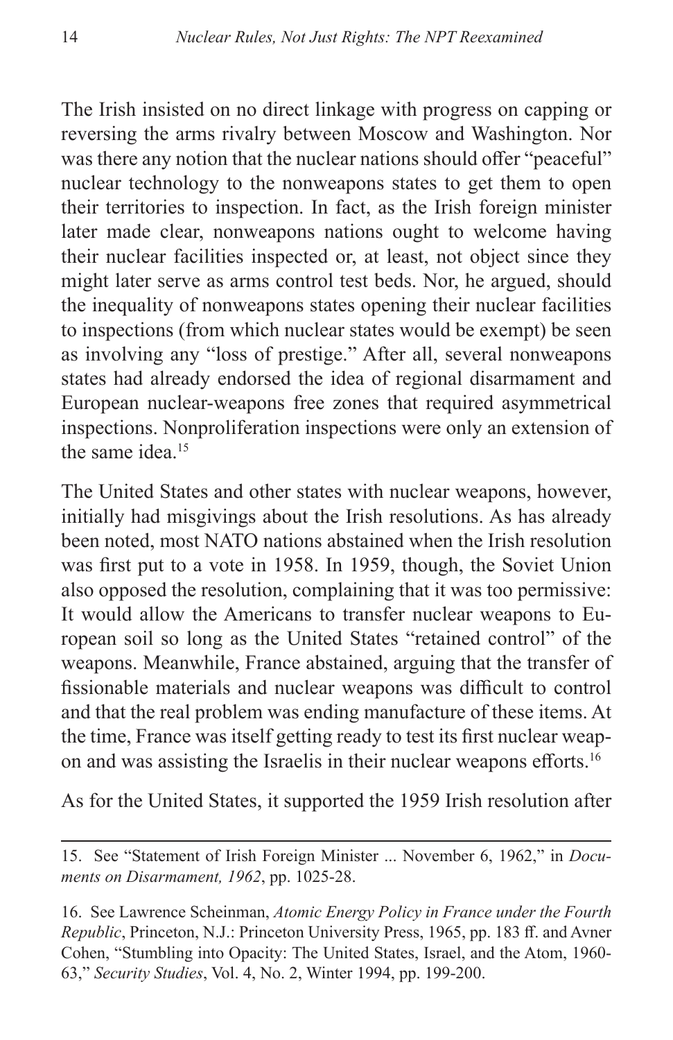The Irish insisted on no direct linkage with progress on capping or reversing the arms rivalry between Moscow and Washington. Nor was there any notion that the nuclear nations should offer "peaceful" nuclear technology to the nonweapons states to get them to open their territories to inspection. In fact, as the Irish foreign minister later made clear, nonweapons nations ought to welcome having their nuclear facilities inspected or, at least, not object since they might later serve as arms control test beds. Nor, he argued, should the inequality of nonweapons states opening their nuclear facilities to inspections (from which nuclear states would be exempt) be seen as involving any "loss of prestige." After all, several nonweapons states had already endorsed the idea of regional disarmament and European nuclear-weapons free zones that required asymmetrical inspections. Nonproliferation inspections were only an extension of the same idea.[15]

The United States and other states with nuclear weapons, however, initially had misgivings about the Irish resolutions. As has already been noted, most NATO nations abstained when the Irish resolution was first put to a vote in 1958. In 1959, though, the Soviet Union also opposed the resolution, complaining that it was too permissive: It would allow the Americans to transfer nuclear weapons to European soil so long as the United States "retained control" of the weapons. Meanwhile, France abstained, arguing that the transfer of fissionable materials and nuclear weapons was difficult to control and that the real problem was ending manufacture of these items. At the time, France was itself getting ready to test its first nuclear weapon and was assisting the Israelis in their nuclear weapons efforts.[16]

As for the United States, it supported the 1959 Irish resolution after

---

15. See "Statement of Irish Foreign Minister ... November 6, 1962," in *Documents on Disarmament, 1962*, pp. 1025-28.

16. See Lawrence Scheinman, *Atomic Energy Policy in France under the Fourth Republic*, Princeton, N.J.: Princeton University Press, 1965, pp. 183 ff. and Avner Cohen, "Stumbling into Opacity: The United States, Israel, and the Atom, 1960-63," *Security Studies*, Vol. 4, No. 2, Winter 1994, pp. 199-200.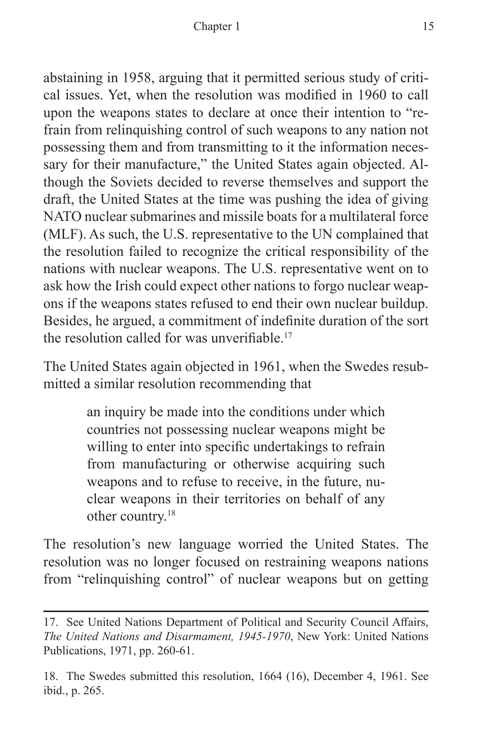abstaining in 1958, arguing that it permitted serious study of critical issues. Yet, when the resolution was modified in 1960 to call upon the weapons states to declare at once their intention to "refrain from relinquishing control of such weapons to any nation not possessing them and from transmitting to it the information necessary for their manufacture," the United States again objected. Although the Soviets decided to reverse themselves and support the draft, the United States at the time was pushing the idea of giving NATO nuclear submarines and missile boats for a multilateral force (MLF). As such, the U.S. representative to the UN complained that the resolution failed to recognize the critical responsibility of the nations with nuclear weapons. The U.S. representative went on to ask how the Irish could expect other nations to forgo nuclear weapons if the weapons states refused to end their own nuclear buildup. Besides, he argued, a commitment of indefinite duration of the sort the resolution called for was unverifiable.[17]

The United States again objected in 1961, when the Swedes resubmitted a similar resolution recommending that

> an inquiry be made into the conditions under which countries not possessing nuclear weapons might be willing to enter into specific undertakings to refrain from manufacturing or otherwise acquiring such weapons and to refuse to receive, in the future, nuclear weapons in their territories on behalf of any other country.[18]

The resolution's new language worried the United States. The resolution was no longer focused on restraining weapons nations from "relinquishing control" of nuclear weapons but on getting

---

17. See United Nations Department of Political and Security Council Affairs, *The United Nations and Disarmament, 1945-1970*, New York: United Nations Publications, 1971, pp. 260-61.

18. The Swedes submitted this resolution, 1664 (16), December 4, 1961. See ibid., p. 265.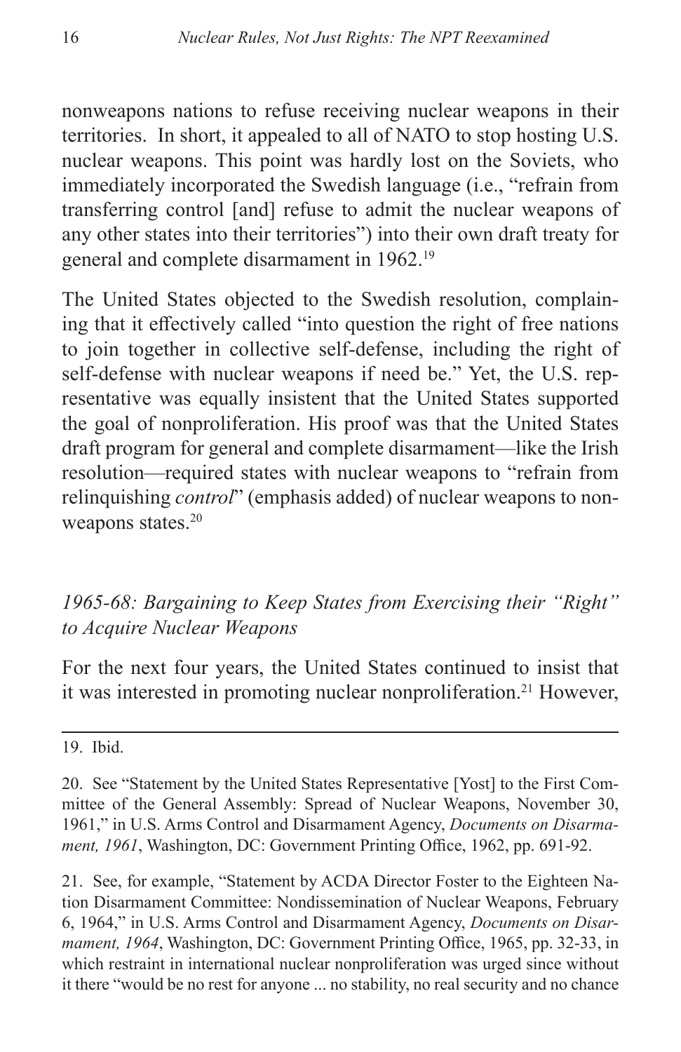nonweapons nations to refuse receiving nuclear weapons in their territories. In short, it appealed to all of NATO to stop hosting U.S. nuclear weapons. This point was hardly lost on the Soviets, who immediately incorporated the Swedish language (i.e., "refrain from transferring control [and] refuse to admit the nuclear weapons of any other states into their territories") into their own draft treaty for general and complete disarmament in 1962.[19]

The United States objected to the Swedish resolution, complaining that it effectively called "into question the right of free nations to join together in collective self-defense, including the right of self-defense with nuclear weapons if need be." Yet, the U.S. representative was equally insistent that the United States supported the goal of nonproliferation. His proof was that the United States draft program for general and complete disarmament—like the Irish resolution—required states with nuclear weapons to "refrain from relinquishing *control*" (emphasis added) of nuclear weapons to nonweapons states.[20]

### *1965-68: Bargaining to Keep States from Exercising their "Right" to Acquire Nuclear Weapons*

For the next four years, the United States continued to insist that it was interested in promoting nuclear nonproliferation.[21] However,

---

19. Ibid.

20. See "Statement by the United States Representative [Yost] to the First Committee of the General Assembly: Spread of Nuclear Weapons, November 30, 1961," in U.S. Arms Control and Disarmament Agency, *Documents on Disarmament, 1961*, Washington, DC: Government Printing Office, 1962, pp. 691-92.

21. See, for example, "Statement by ACDA Director Foster to the Eighteen Nation Disarmament Committee: Nondissemination of Nuclear Weapons, February 6, 1964," in U.S. Arms Control and Disarmament Agency, *Documents on Disarmament, 1964*, Washington, DC: Government Printing Office, 1965, pp. 32-33, in which restraint in international nuclear nonproliferation was urged since without it there "would be no rest for anyone ... no stability, no real security and no chance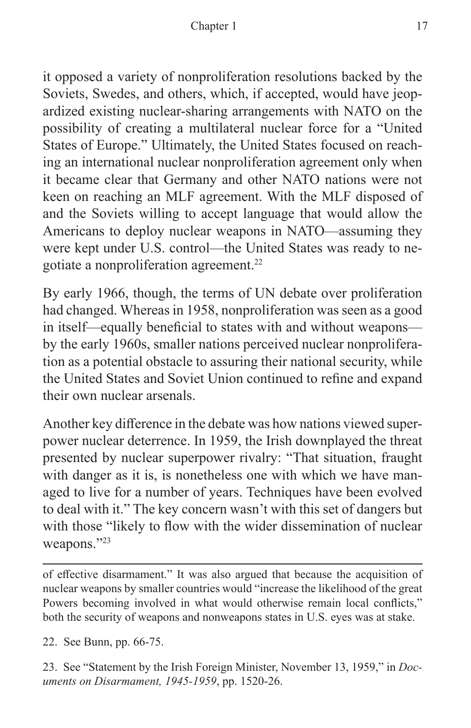it opposed a variety of nonproliferation resolutions backed by the Soviets, Swedes, and others, which, if accepted, would have jeopardized existing nuclear-sharing arrangements with NATO on the possibility of creating a multilateral nuclear force for a "United States of Europe." Ultimately, the United States focused on reaching an international nuclear nonproliferation agreement only when it became clear that Germany and other NATO nations were not keen on reaching an MLF agreement. With the MLF disposed of and the Soviets willing to accept language that would allow the Americans to deploy nuclear weapons in NATO—assuming they were kept under U.S. control—the United States was ready to negotiate a nonproliferation agreement.[22]

By early 1966, though, the terms of UN debate over proliferation had changed. Whereas in 1958, nonproliferation was seen as a good in itself—equally beneficial to states with and without weapons—by the early 1960s, smaller nations perceived nuclear nonproliferation as a potential obstacle to assuring their national security, while the United States and Soviet Union continued to refine and expand their own nuclear arsenals.

Another key difference in the debate was how nations viewed superpower nuclear deterrence. In 1959, the Irish downplayed the threat presented by nuclear superpower rivalry: "That situation, fraught with danger as it is, is nonetheless one with which we have managed to live for a number of years. Techniques have been evolved to deal with it." The key concern wasn't with this set of dangers but with those "likely to flow with the wider dissemination of nuclear weapons."[23]

---

of effective disarmament." It was also argued that because the acquisition of nuclear weapons by smaller countries would "increase the likelihood of the great Powers becoming involved in what would otherwise remain local conflicts," both the security of weapons and nonweapons states in U.S. eyes was at stake.

22. See Bunn, pp. 66-75.

23. See "Statement by the Irish Foreign Minister, November 13, 1959," in *Documents on Disarmament, 1945-1959*, pp. 1520-26.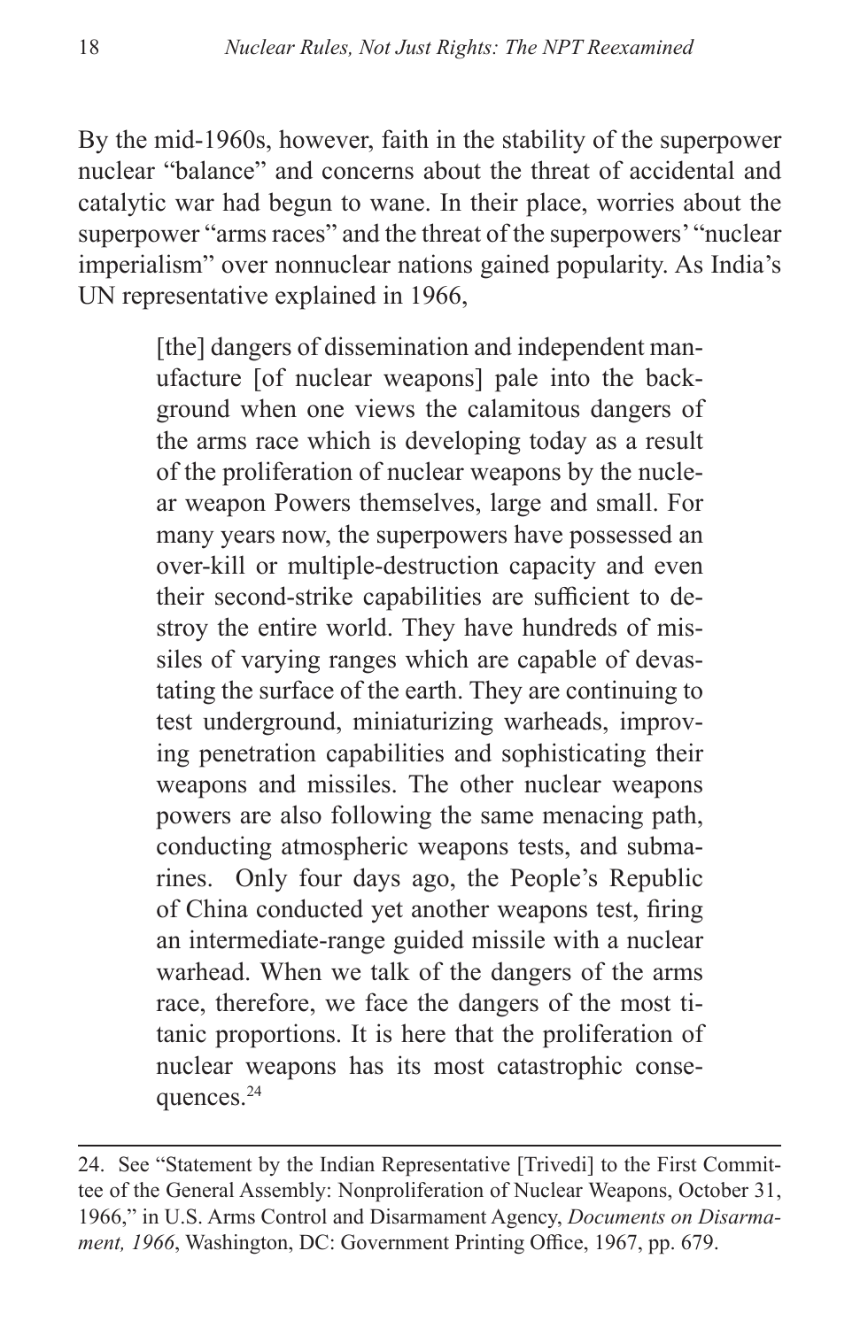By the mid-1960s, however, faith in the stability of the superpower nuclear "balance" and concerns about the threat of accidental and catalytic war had begun to wane. In their place, worries about the superpower "arms races" and the threat of the superpowers' "nuclear imperialism" over nonnuclear nations gained popularity. As India's UN representative explained in 1966,

> [the] dangers of dissemination and independent manufacture [of nuclear weapons] pale into the background when one views the calamitous dangers of the arms race which is developing today as a result of the proliferation of nuclear weapons by the nuclear weapon Powers themselves, large and small. For many years now, the superpowers have possessed an over-kill or multiple-destruction capacity and even their second-strike capabilities are sufficient to destroy the entire world. They have hundreds of missiles of varying ranges which are capable of devastating the surface of the earth. They are continuing to test underground, miniaturizing warheads, improving penetration capabilities and sophisticating their weapons and missiles. The other nuclear weapons powers are also following the same menacing path, conducting atmospheric weapons tests, and submarines. Only four days ago, the People's Republic of China conducted yet another weapons test, firing an intermediate-range guided missile with a nuclear warhead. When we talk of the dangers of the arms race, therefore, we face the dangers of the most titanic proportions. It is here that the proliferation of nuclear weapons has its most catastrophic consequences.[24]

---

24. See "Statement by the Indian Representative [Trivedi] to the First Committee of the General Assembly: Nonproliferation of Nuclear Weapons, October 31, 1966," in U.S. Arms Control and Disarmament Agency, *Documents on Disarmament, 1966*, Washington, DC: Government Printing Office, 1967, pp. 679.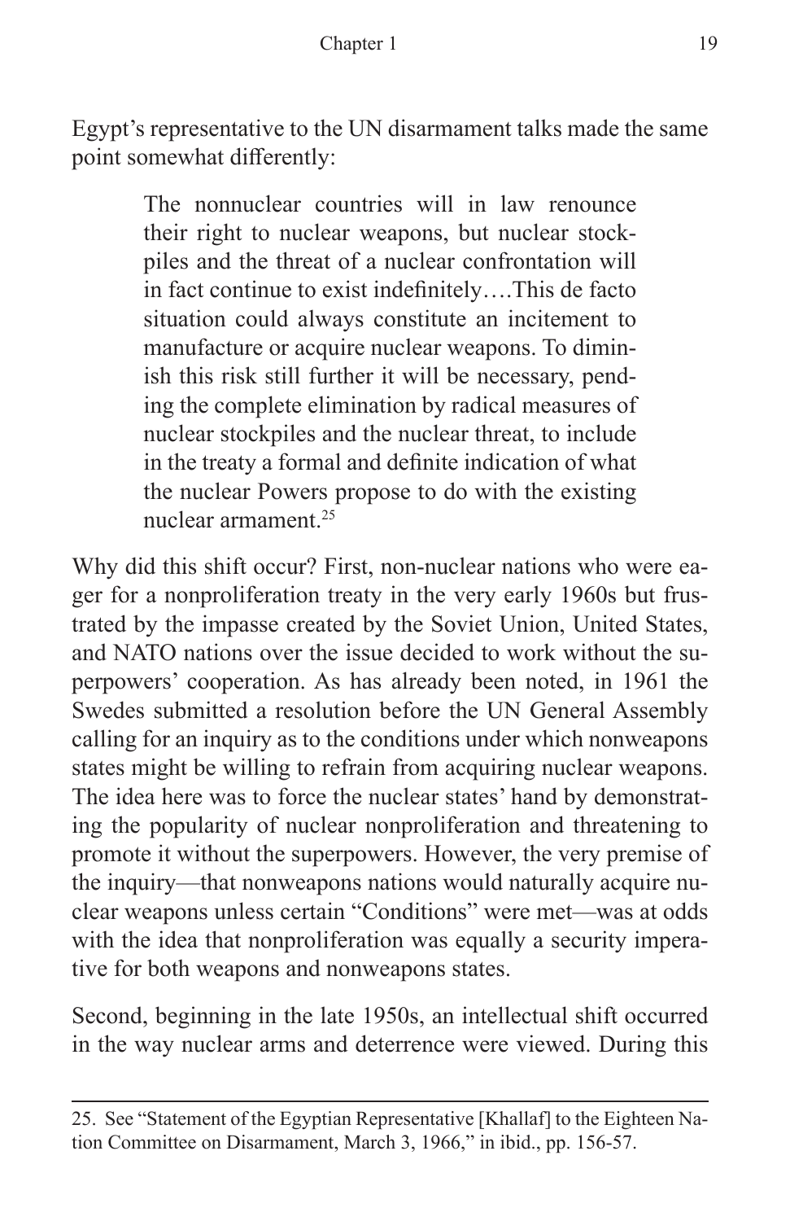Egypt's representative to the UN disarmament talks made the same point somewhat differently:

> The nonnuclear countries will in law renounce their right to nuclear weapons, but nuclear stockpiles and the threat of a nuclear confrontation will in fact continue to exist indefinitely….This de facto situation could always constitute an incitement to manufacture or acquire nuclear weapons. To diminish this risk still further it will be necessary, pending the complete elimination by radical measures of nuclear stockpiles and the nuclear threat, to include in the treaty a formal and definite indication of what the nuclear Powers propose to do with the existing nuclear armament.[25]

Why did this shift occur? First, non-nuclear nations who were eager for a nonproliferation treaty in the very early 1960s but frustrated by the impasse created by the Soviet Union, United States, and NATO nations over the issue decided to work without the superpowers' cooperation. As has already been noted, in 1961 the Swedes submitted a resolution before the UN General Assembly calling for an inquiry as to the conditions under which nonweapons states might be willing to refrain from acquiring nuclear weapons. The idea here was to force the nuclear states' hand by demonstrating the popularity of nuclear nonproliferation and threatening to promote it without the superpowers. However, the very premise of the inquiry—that nonweapons nations would naturally acquire nuclear weapons unless certain "Conditions" were met—was at odds with the idea that nonproliferation was equally a security imperative for both weapons and nonweapons states.

Second, beginning in the late 1950s, an intellectual shift occurred in the way nuclear arms and deterrence were viewed. During this

---

25. See "Statement of the Egyptian Representative [Khallaf] to the Eighteen Nation Committee on Disarmament, March 3, 1966," in ibid., pp. 156-57.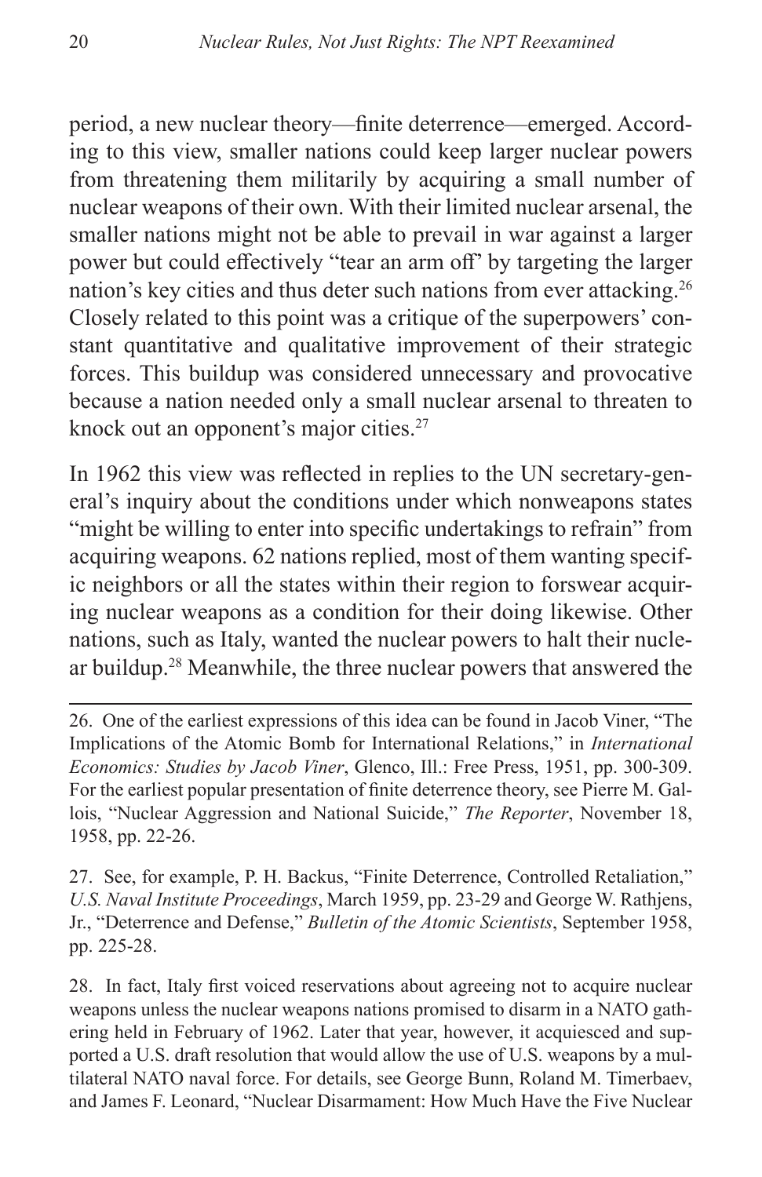period, a new nuclear theory—finite deterrence—emerged. According to this view, smaller nations could keep larger nuclear powers from threatening them militarily by acquiring a small number of nuclear weapons of their own. With their limited nuclear arsenal, the smaller nations might not be able to prevail in war against a larger power but could effectively "tear an arm off" by targeting the larger nation's key cities and thus deter such nations from ever attacking.[26] Closely related to this point was a critique of the superpowers' constant quantitative and qualitative improvement of their strategic forces. This buildup was considered unnecessary and provocative because a nation needed only a small nuclear arsenal to threaten to knock out an opponent's major cities.[27]

In 1962 this view was reflected in replies to the UN secretary-general's inquiry about the conditions under which nonweapons states "might be willing to enter into specific undertakings to refrain" from acquiring weapons. 62 nations replied, most of them wanting specific neighbors or all the states within their region to forswear acquiring nuclear weapons as a condition for their doing likewise. Other nations, such as Italy, wanted the nuclear powers to halt their nuclear buildup.[28] Meanwhile, the three nuclear powers that answered the

---

26. One of the earliest expressions of this idea can be found in Jacob Viner, "The Implications of the Atomic Bomb for International Relations," in *International Economics: Studies by Jacob Viner*, Glenco, Ill.: Free Press, 1951, pp. 300-309. For the earliest popular presentation of finite deterrence theory, see Pierre M. Gallois, "Nuclear Aggression and National Suicide," *The Reporter*, November 18, 1958, pp. 22-26.

27. See, for example, P. H. Backus, "Finite Deterrence, Controlled Retaliation," *U.S. Naval Institute Proceedings*, March 1959, pp. 23-29 and George W. Rathjens, Jr., "Deterrence and Defense," *Bulletin of the Atomic Scientists*, September 1958, pp. 225-28.

28. In fact, Italy first voiced reservations about agreeing not to acquire nuclear weapons unless the nuclear weapons nations promised to disarm in a NATO gathering held in February of 1962. Later that year, however, it acquiesced and supported a U.S. draft resolution that would allow the use of U.S. weapons by a multilateral NATO naval force. For details, see George Bunn, Roland M. Timerbaev, and James F. Leonard, "Nuclear Disarmament: How Much Have the Five Nuclear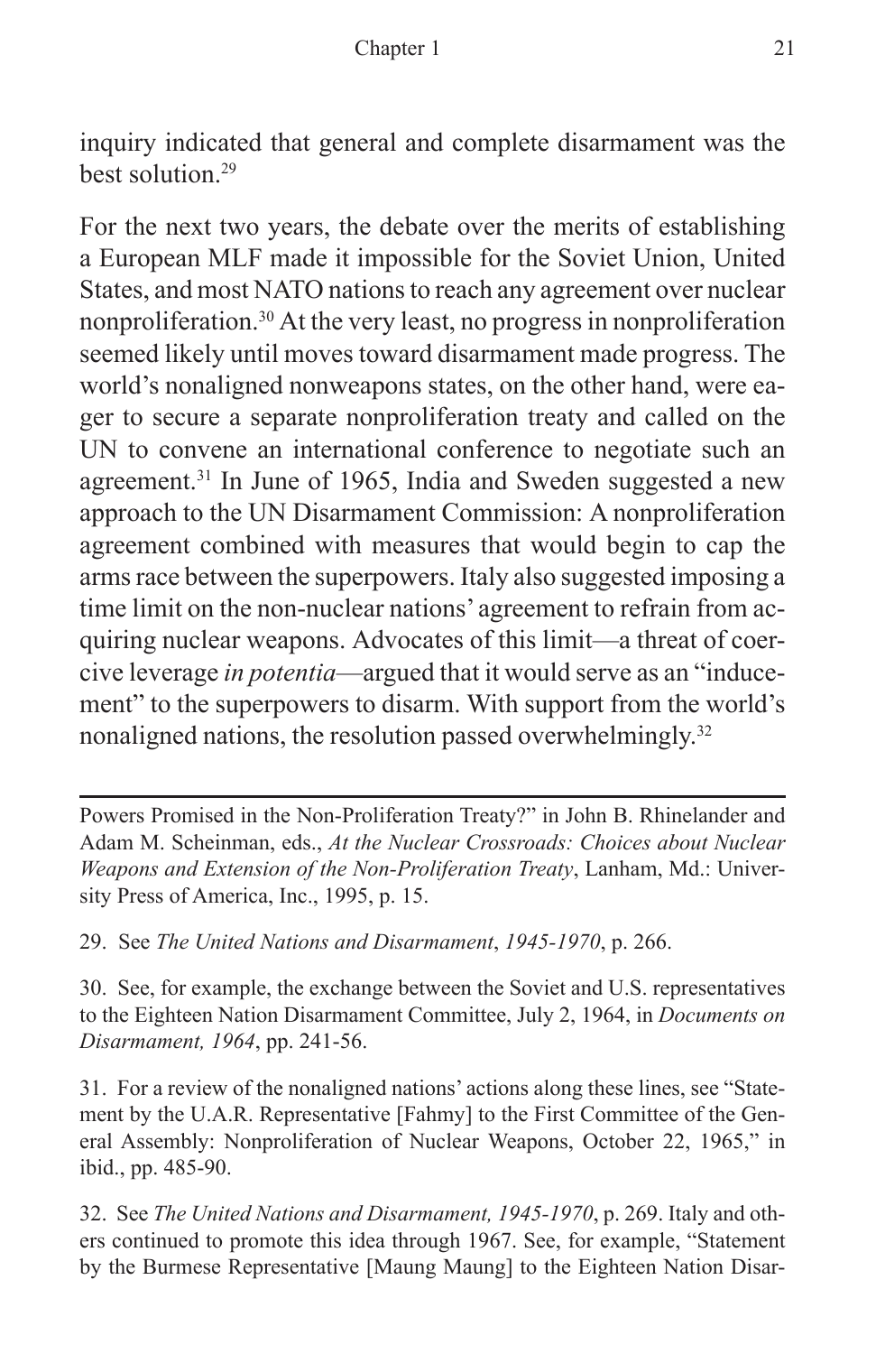inquiry indicated that general and complete disarmament was the best solution.[29]

For the next two years, the debate over the merits of establishing a European MLF made it impossible for the Soviet Union, United States, and most NATO nations to reach any agreement over nuclear nonproliferation.[30] At the very least, no progress in nonproliferation seemed likely until moves toward disarmament made progress. The world's nonaligned nonweapons states, on the other hand, were eager to secure a separate nonproliferation treaty and called on the UN to convene an international conference to negotiate such an agreement.[31] In June of 1965, India and Sweden suggested a new approach to the UN Disarmament Commission: A nonproliferation agreement combined with measures that would begin to cap the arms race between the superpowers. Italy also suggested imposing a time limit on the non-nuclear nations' agreement to refrain from acquiring nuclear weapons. Advocates of this limit—a threat of coercive leverage *in potentia*—argued that it would serve as an "inducement" to the superpowers to disarm. With support from the world's nonaligned nations, the resolution passed overwhelmingly.[32]

---

Powers Promised in the Non-Proliferation Treaty?" in John B. Rhinelander and Adam M. Scheinman, eds., *At the Nuclear Crossroads: Choices about Nuclear Weapons and Extension of the Non-Proliferation Treaty*, Lanham, Md.: University Press of America, Inc., 1995, p. 15.

29. See *The United Nations and Disarmament*, *1945-1970*, p. 266.

30. See, for example, the exchange between the Soviet and U.S. representatives to the Eighteen Nation Disarmament Committee, July 2, 1964, in *Documents on Disarmament, 1964*, pp. 241-56.

31. For a review of the nonaligned nations' actions along these lines, see "Statement by the U.A.R. Representative [Fahmy] to the First Committee of the General Assembly: Nonproliferation of Nuclear Weapons, October 22, 1965," in ibid., pp. 485-90.

32. See *The United Nations and Disarmament, 1945-1970*, p. 269. Italy and others continued to promote this idea through 1967. See, for example, "Statement by the Burmese Representative [Maung Maung] to the Eighteen Nation Disar-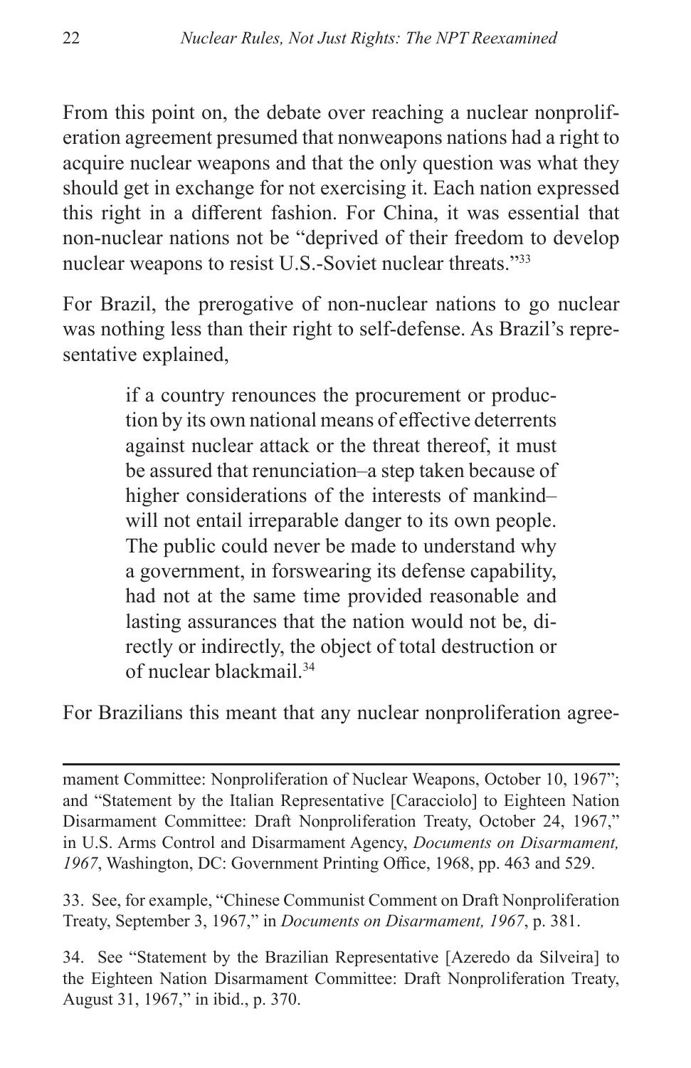From this point on, the debate over reaching a nuclear nonproliferation agreement presumed that nonweapons nations had a right to acquire nuclear weapons and that the only question was what they should get in exchange for not exercising it. Each nation expressed this right in a different fashion. For China, it was essential that non-nuclear nations not be "deprived of their freedom to develop nuclear weapons to resist U.S.-Soviet nuclear threats."[33]

For Brazil, the prerogative of non-nuclear nations to go nuclear was nothing less than their right to self-defense. As Brazil's representative explained,

> if a country renounces the procurement or production by its own national means of effective deterrents against nuclear attack or the threat thereof, it must be assured that renunciation–a step taken because of higher considerations of the interests of mankind–will not entail irreparable danger to its own people. The public could never be made to understand why a government, in forswearing its defense capability, had not at the same time provided reasonable and lasting assurances that the nation would not be, directly or indirectly, the object of total destruction or of nuclear blackmail.[34]

For Brazilians this meant that any nuclear nonproliferation agree-

---

mament Committee: Nonproliferation of Nuclear Weapons, October 10, 1967"; and "Statement by the Italian Representative [Caracciolo] to Eighteen Nation Disarmament Committee: Draft Nonproliferation Treaty, October 24, 1967," in U.S. Arms Control and Disarmament Agency, *Documents on Disarmament, 1967*, Washington, DC: Government Printing Office, 1968, pp. 463 and 529.

33. See, for example, "Chinese Communist Comment on Draft Nonproliferation Treaty, September 3, 1967," in *Documents on Disarmament, 1967*, p. 381.

34. See "Statement by the Brazilian Representative [Azeredo da Silveira] to the Eighteen Nation Disarmament Committee: Draft Nonproliferation Treaty, August 31, 1967," in ibid., p. 370.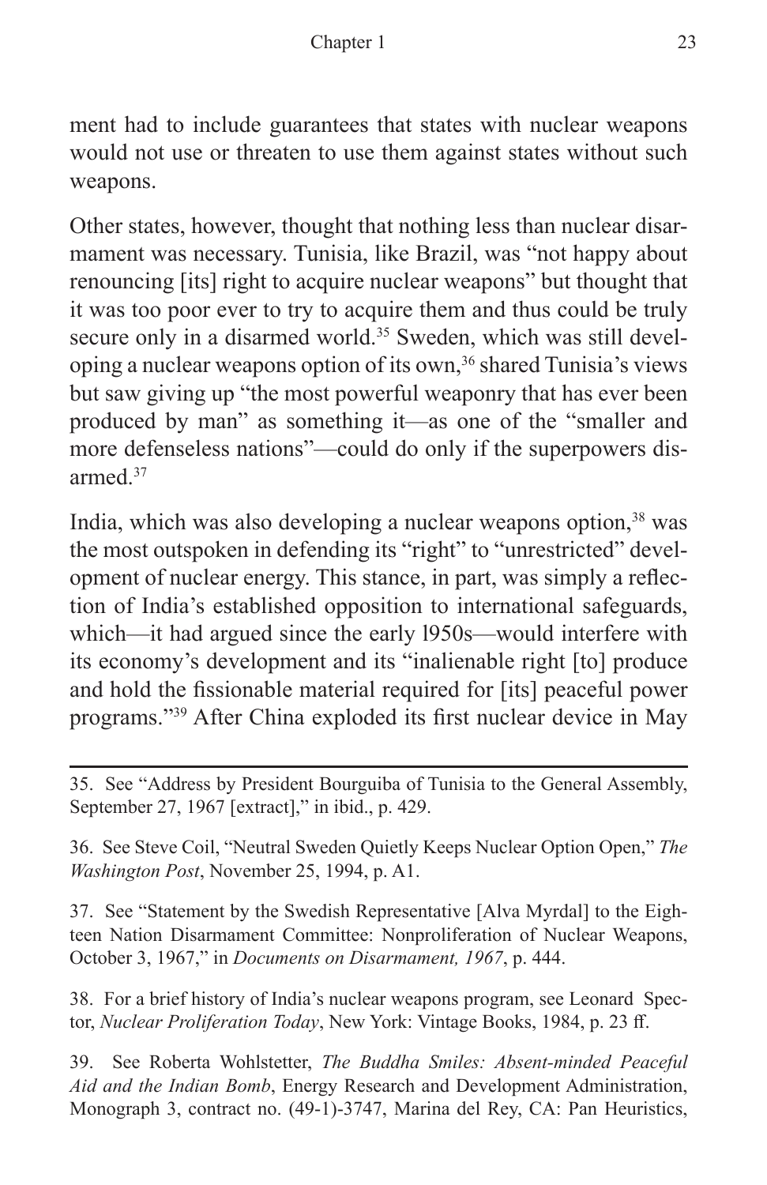ment had to include guarantees that states with nuclear weapons would not use or threaten to use them against states without such weapons.

Other states, however, thought that nothing less than nuclear disarmament was necessary. Tunisia, like Brazil, was "not happy about renouncing [its] right to acquire nuclear weapons" but thought that it was too poor ever to try to acquire them and thus could be truly secure only in a disarmed world.[35] Sweden, which was still developing a nuclear weapons option of its own,[36] shared Tunisia's views but saw giving up "the most powerful weaponry that has ever been produced by man" as something it—as one of the "smaller and more defenseless nations"—could do only if the superpowers disarmed.[37]

India, which was also developing a nuclear weapons option,[38] was the most outspoken in defending its "right" to "unrestricted" development of nuclear energy. This stance, in part, was simply a reflection of India's established opposition to international safeguards, which—it had argued since the early l950s—would interfere with its economy's development and its "inalienable right [to] produce and hold the fissionable material required for [its] peaceful power programs."[39] After China exploded its first nuclear device in May

---

35. See "Address by President Bourguiba of Tunisia to the General Assembly, September 27, 1967 [extract]," in ibid., p. 429.

36. See Steve Coil, "Neutral Sweden Quietly Keeps Nuclear Option Open," *The Washington Post*, November 25, 1994, p. A1.

37. See "Statement by the Swedish Representative [Alva Myrdal] to the Eighteen Nation Disarmament Committee: Nonproliferation of Nuclear Weapons, October 3, 1967," in *Documents on Disarmament, 1967*, p. 444.

38. For a brief history of India's nuclear weapons program, see Leonard Spector, *Nuclear Proliferation Today*, New York: Vintage Books, 1984, p. 23 ff.

39. See Roberta Wohlstetter, *The Buddha Smiles: Absent-minded Peaceful Aid and the Indian Bomb*, Energy Research and Development Administration, Monograph 3, contract no. (49-1)-3747, Marina del Rey, CA: Pan Heuristics,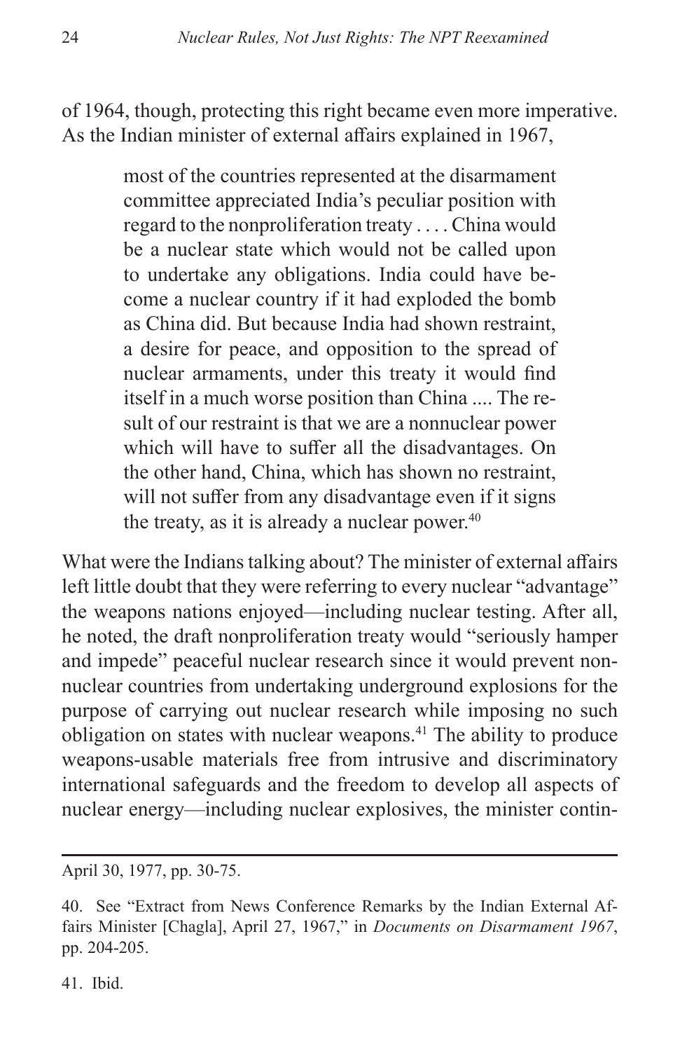of 1964, though, protecting this right became even more imperative. As the Indian minister of external affairs explained in 1967,

> most of the countries represented at the disarmament committee appreciated India's peculiar position with regard to the nonproliferation treaty . . . . China would be a nuclear state which would not be called upon to undertake any obligations. India could have become a nuclear country if it had exploded the bomb as China did. But because India had shown restraint, a desire for peace, and opposition to the spread of nuclear armaments, under this treaty it would find itself in a much worse position than China .... The result of our restraint is that we are a nonnuclear power which will have to suffer all the disadvantages. On the other hand, China, which has shown no restraint, will not suffer from any disadvantage even if it signs the treaty, as it is already a nuclear power.[40]

What were the Indians talking about? The minister of external affairs left little doubt that they were referring to every nuclear "advantage" the weapons nations enjoyed—including nuclear testing. After all, he noted, the draft nonproliferation treaty would "seriously hamper and impede" peaceful nuclear research since it would prevent nonnuclear countries from undertaking underground explosions for the purpose of carrying out nuclear research while imposing no such obligation on states with nuclear weapons.[41] The ability to produce weapons-usable materials free from intrusive and discriminatory international safeguards and the freedom to develop all aspects of nuclear energy—including nuclear explosives, the minister contin-

---

April 30, 1977, pp. 30-75.

40. See "Extract from News Conference Remarks by the Indian External Affairs Minister [Chagla], April 27, 1967," in *Documents on Disarmament 1967*, pp. 204-205.

41. Ibid.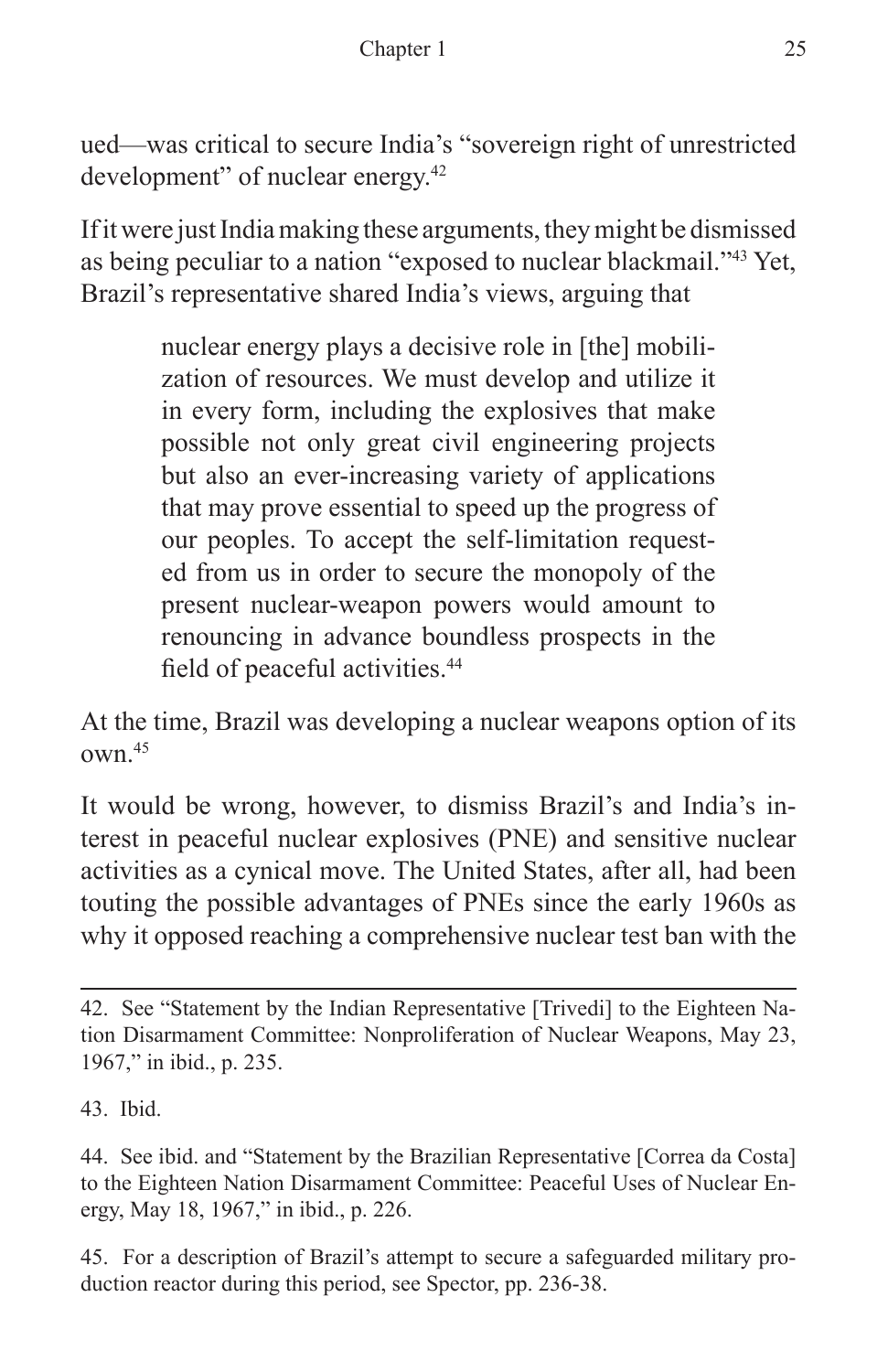ued—was critical to secure India's "sovereign right of unrestricted development" of nuclear energy.[42]

If it were just India making these arguments, they might be dismissed as being peculiar to a nation "exposed to nuclear blackmail."[43] Yet, Brazil's representative shared India's views, arguing that

> nuclear energy plays a decisive role in [the] mobilization of resources. We must develop and utilize it in every form, including the explosives that make possible not only great civil engineering projects but also an ever-increasing variety of applications that may prove essential to speed up the progress of our peoples. To accept the self-limitation requested from us in order to secure the monopoly of the present nuclear-weapon powers would amount to renouncing in advance boundless prospects in the field of peaceful activities.[44]

At the time, Brazil was developing a nuclear weapons option of its own.[45]

It would be wrong, however, to dismiss Brazil's and India's interest in peaceful nuclear explosives (PNE) and sensitive nuclear activities as a cynical move. The United States, after all, had been touting the possible advantages of PNEs since the early 1960s as why it opposed reaching a comprehensive nuclear test ban with the

---

42. See "Statement by the Indian Representative [Trivedi] to the Eighteen Nation Disarmament Committee: Nonproliferation of Nuclear Weapons, May 23, 1967," in ibid., p. 235.

43. Ibid.

44. See ibid. and "Statement by the Brazilian Representative [Correa da Costa] to the Eighteen Nation Disarmament Committee: Peaceful Uses of Nuclear Energy, May 18, 1967," in ibid., p. 226.

45. For a description of Brazil's attempt to secure a safeguarded military production reactor during this period, see Spector, pp. 236-38.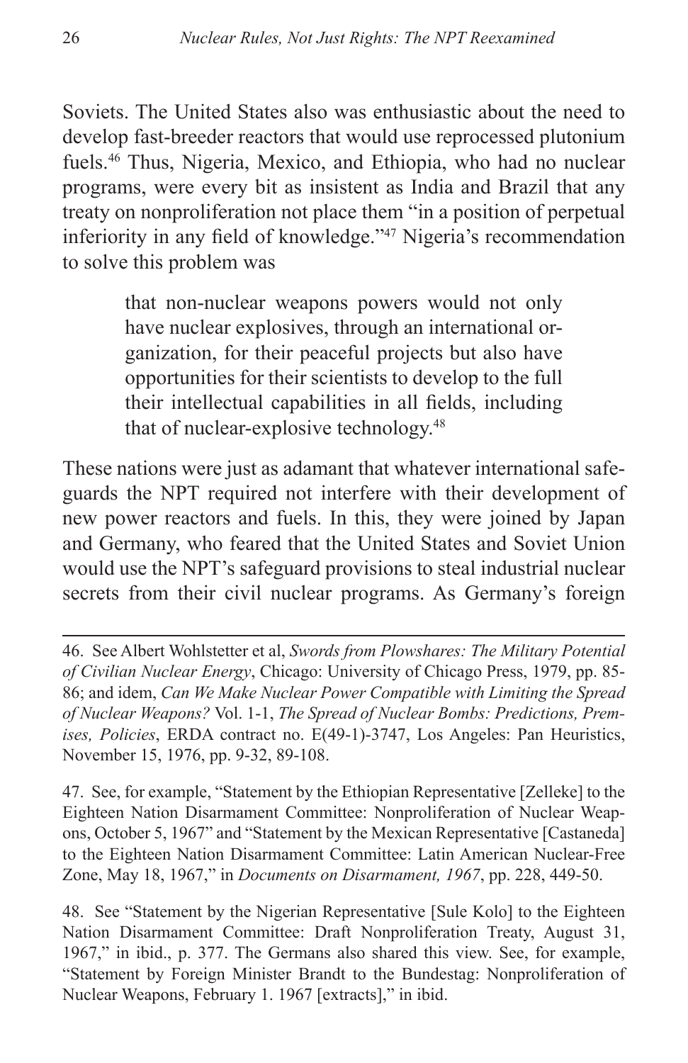Soviets. The United States also was enthusiastic about the need to develop fast-breeder reactors that would use reprocessed plutonium fuels.[46] Thus, Nigeria, Mexico, and Ethiopia, who had no nuclear programs, were every bit as insistent as India and Brazil that any treaty on nonproliferation not place them "in a position of perpetual inferiority in any field of knowledge."[47] Nigeria's recommendation to solve this problem was

> that non-nuclear weapons powers would not only have nuclear explosives, through an international organization, for their peaceful projects but also have opportunities for their scientists to develop to the full their intellectual capabilities in all fields, including that of nuclear-explosive technology.[48]

These nations were just as adamant that whatever international safeguards the NPT required not interfere with their development of new power reactors and fuels. In this, they were joined by Japan and Germany, who feared that the United States and Soviet Union would use the NPT's safeguard provisions to steal industrial nuclear secrets from their civil nuclear programs. As Germany's foreign

---

46. See Albert Wohlstetter et al, *Swords from Plowshares: The Military Potential of Civilian Nuclear Energy*, Chicago: University of Chicago Press, 1979, pp. 85-86; and idem, *Can We Make Nuclear Power Compatible with Limiting the Spread of Nuclear Weapons?* Vol. 1-1, *The Spread of Nuclear Bombs: Predictions, Premises, Policies*, ERDA contract no. E(49-1)-3747, Los Angeles: Pan Heuristics, November 15, 1976, pp. 9-32, 89-108.

47. See, for example, "Statement by the Ethiopian Representative [Zelleke] to the Eighteen Nation Disarmament Committee: Nonproliferation of Nuclear Weapons, October 5, 1967" and "Statement by the Mexican Representative [Castaneda] to the Eighteen Nation Disarmament Committee: Latin American Nuclear-Free Zone, May 18, 1967," in *Documents on Disarmament, 1967*, pp. 228, 449-50.

48. See "Statement by the Nigerian Representative [Sule Kolo] to the Eighteen Nation Disarmament Committee: Draft Nonproliferation Treaty, August 31, 1967," in ibid., p. 377. The Germans also shared this view. See, for example, "Statement by Foreign Minister Brandt to the Bundestag: Nonproliferation of Nuclear Weapons, February 1. 1967 [extracts]," in ibid.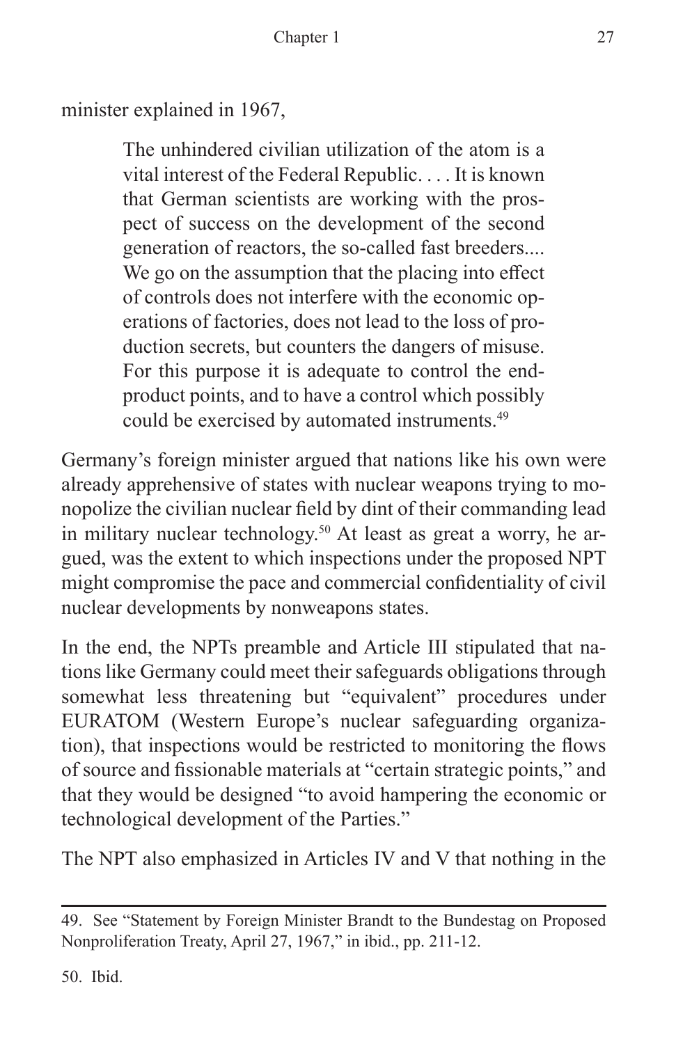minister explained in 1967,

> The unhindered civilian utilization of the atom is a vital interest of the Federal Republic. . . . It is known that German scientists are working with the prospect of success on the development of the second generation of reactors, the so-called fast breeders.... We go on the assumption that the placing into effect of controls does not interfere with the economic operations of factories, does not lead to the loss of production secrets, but counters the dangers of misuse. For this purpose it is adequate to control the end-product points, and to have a control which possibly could be exercised by automated instruments.[49]

Germany's foreign minister argued that nations like his own were already apprehensive of states with nuclear weapons trying to monopolize the civilian nuclear field by dint of their commanding lead in military nuclear technology.[50] At least as great a worry, he argued, was the extent to which inspections under the proposed NPT might compromise the pace and commercial confidentiality of civil nuclear developments by nonweapons states.

In the end, the NPTs preamble and Article III stipulated that nations like Germany could meet their safeguards obligations through somewhat less threatening but "equivalent" procedures under EURATOM (Western Europe's nuclear safeguarding organization), that inspections would be restricted to monitoring the flows of source and fissionable materials at "certain strategic points," and that they would be designed "to avoid hampering the economic or technological development of the Parties."

The NPT also emphasized in Articles IV and V that nothing in the

---

49. See "Statement by Foreign Minister Brandt to the Bundestag on Proposed Nonproliferation Treaty, April 27, 1967," in ibid., pp. 211-12.

50. Ibid.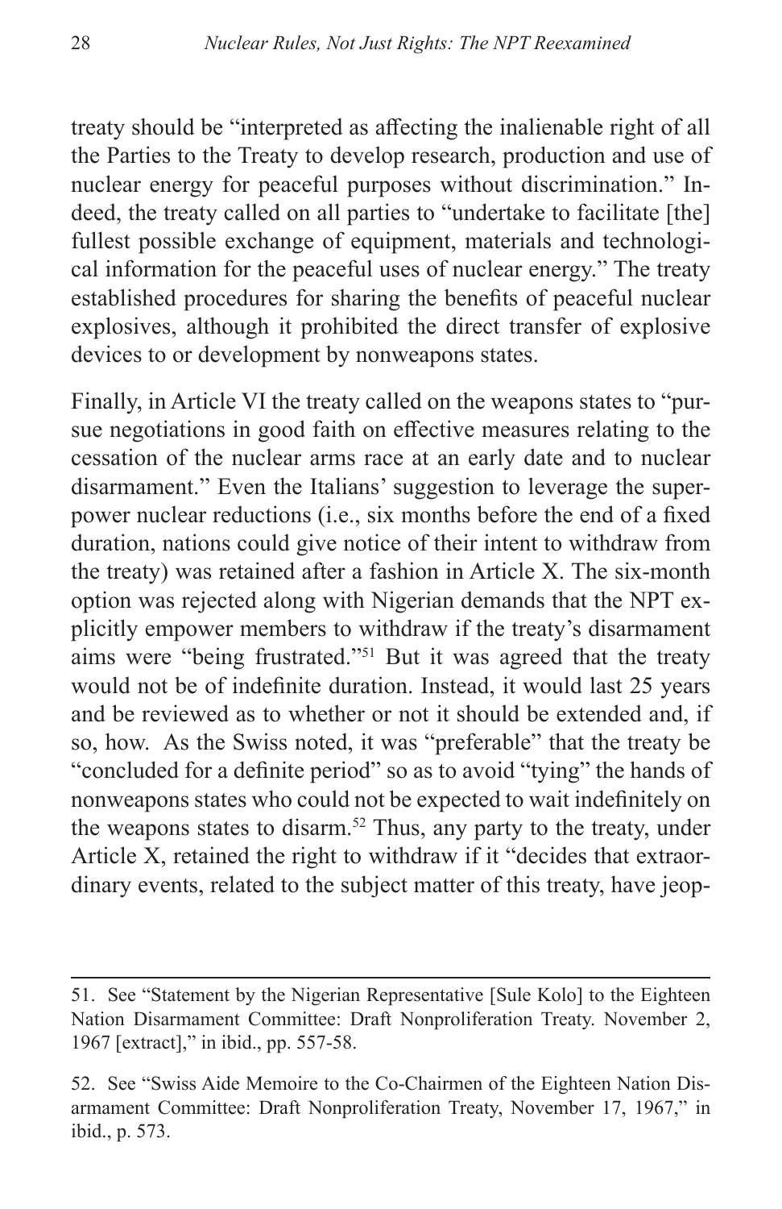treaty should be "interpreted as affecting the inalienable right of all the Parties to the Treaty to develop research, production and use of nuclear energy for peaceful purposes without discrimination." Indeed, the treaty called on all parties to "undertake to facilitate [the] fullest possible exchange of equipment, materials and technological information for the peaceful uses of nuclear energy." The treaty established procedures for sharing the benefits of peaceful nuclear explosives, although it prohibited the direct transfer of explosive devices to or development by nonweapons states.

Finally, in Article VI the treaty called on the weapons states to "pursue negotiations in good faith on effective measures relating to the cessation of the nuclear arms race at an early date and to nuclear disarmament." Even the Italians' suggestion to leverage the superpower nuclear reductions (i.e., six months before the end of a fixed duration, nations could give notice of their intent to withdraw from the treaty) was retained after a fashion in Article X. The six-month option was rejected along with Nigerian demands that the NPT explicitly empower members to withdraw if the treaty's disarmament aims were "being frustrated."[51] But it was agreed that the treaty would not be of indefinite duration. Instead, it would last 25 years and be reviewed as to whether or not it should be extended and, if so, how. As the Swiss noted, it was "preferable" that the treaty be "concluded for a definite period" so as to avoid "tying" the hands of nonweapons states who could not be expected to wait indefinitely on the weapons states to disarm.[52] Thus, any party to the treaty, under Article X, retained the right to withdraw if it "decides that extraordinary events, related to the subject matter of this treaty, have jeop-

---

51. See "Statement by the Nigerian Representative [Sule Kolo] to the Eighteen Nation Disarmament Committee: Draft Nonproliferation Treaty. November 2, 1967 [extract]," in ibid., pp. 557-58.

52. See "Swiss Aide Memoire to the Co-Chairmen of the Eighteen Nation Disarmament Committee: Draft Nonproliferation Treaty, November 17, 1967," in ibid., p. 573.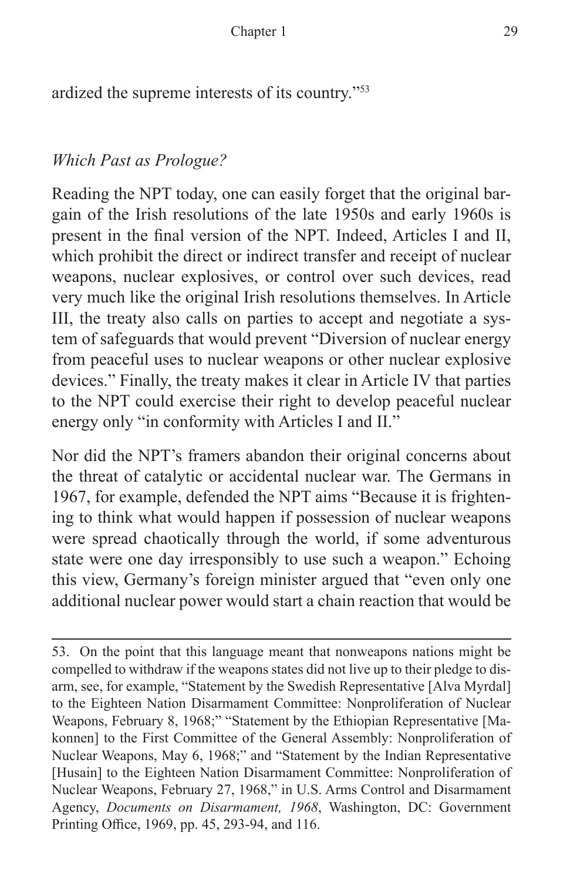ardized the supreme interests of its country."[53]

*Which Past as Prologue?*

Reading the NPT today, one can easily forget that the original bargain of the Irish resolutions of the late 1950s and early 1960s is present in the final version of the NPT. Indeed, Articles I and II, which prohibit the direct or indirect transfer and receipt of nuclear weapons, nuclear explosives, or control over such devices, read very much like the original Irish resolutions themselves. In Article III, the treaty also calls on parties to accept and negotiate a system of safeguards that would prevent "Diversion of nuclear energy from peaceful uses to nuclear weapons or other nuclear explosive devices." Finally, the treaty makes it clear in Article IV that parties to the NPT could exercise their right to develop peaceful nuclear energy only "in conformity with Articles I and II."

Nor did the NPT's framers abandon their original concerns about the threat of catalytic or accidental nuclear war. The Germans in 1967, for example, defended the NPT aims "Because it is frightening to think what would happen if possession of nuclear weapons were spread chaotically through the world, if some adventurous state were one day irresponsibly to use such a weapon." Echoing this view, Germany's foreign minister argued that "even only one additional nuclear power would start a chain reaction that would be

---

53. On the point that this language meant that nonweapons nations might be compelled to withdraw if the weapons states did not live up to their pledge to disarm, see, for example, "Statement by the Swedish Representative [Alva Myrdal] to the Eighteen Nation Disarmament Committee: Nonproliferation of Nuclear Weapons, February 8, 1968;" "Statement by the Ethiopian Representative [Makonnen] to the First Committee of the General Assembly: Nonproliferation of Nuclear Weapons, May 6, 1968;" and "Statement by the Indian Representative [Husain] to the Eighteen Nation Disarmament Committee: Nonproliferation of Nuclear Weapons, February 27, 1968," in U.S. Arms Control and Disarmament Agency, *Documents on Disarmament, 1968*, Washington, DC: Government Printing Office, 1969, pp. 45, 293-94, and 116.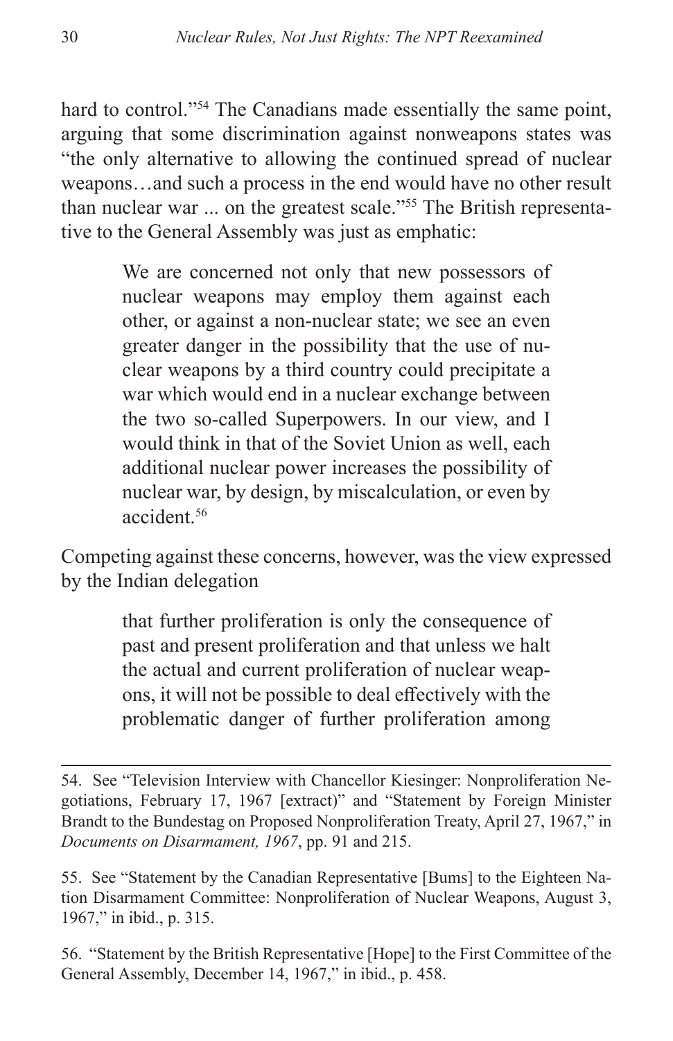hard to control."[54] The Canadians made essentially the same point, arguing that some discrimination against nonweapons states was "the only alternative to allowing the continued spread of nuclear weapons…and such a process in the end would have no other result than nuclear war ... on the greatest scale."[55] The British representative to the General Assembly was just as emphatic:

> We are concerned not only that new possessors of nuclear weapons may employ them against each other, or against a non-nuclear state; we see an even greater danger in the possibility that the use of nuclear weapons by a third country could precipitate a war which would end in a nuclear exchange between the two so-called Superpowers. In our view, and I would think in that of the Soviet Union as well, each additional nuclear power increases the possibility of nuclear war, by design, by miscalculation, or even by accident.[56]

Competing against these concerns, however, was the view expressed by the Indian delegation

> that further proliferation is only the consequence of past and present proliferation and that unless we halt the actual and current proliferation of nuclear weapons, it will not be possible to deal effectively with the problematic danger of further proliferation among

---

54. See "Television Interview with Chancellor Kiesinger: Nonproliferation Negotiations, February 17, 1967 [extract)" and "Statement by Foreign Minister Brandt to the Bundestag on Proposed Nonproliferation Treaty, April 27, 1967," in *Documents on Disarmament, 1967*, pp. 91 and 215.

55. See "Statement by the Canadian Representative [Bums] to the Eighteen Nation Disarmament Committee: Nonproliferation of Nuclear Weapons, August 3, 1967," in ibid., p. 315.

56. "Statement by the British Representative [Hope] to the First Committee of the General Assembly, December 14, 1967," in ibid., p. 458.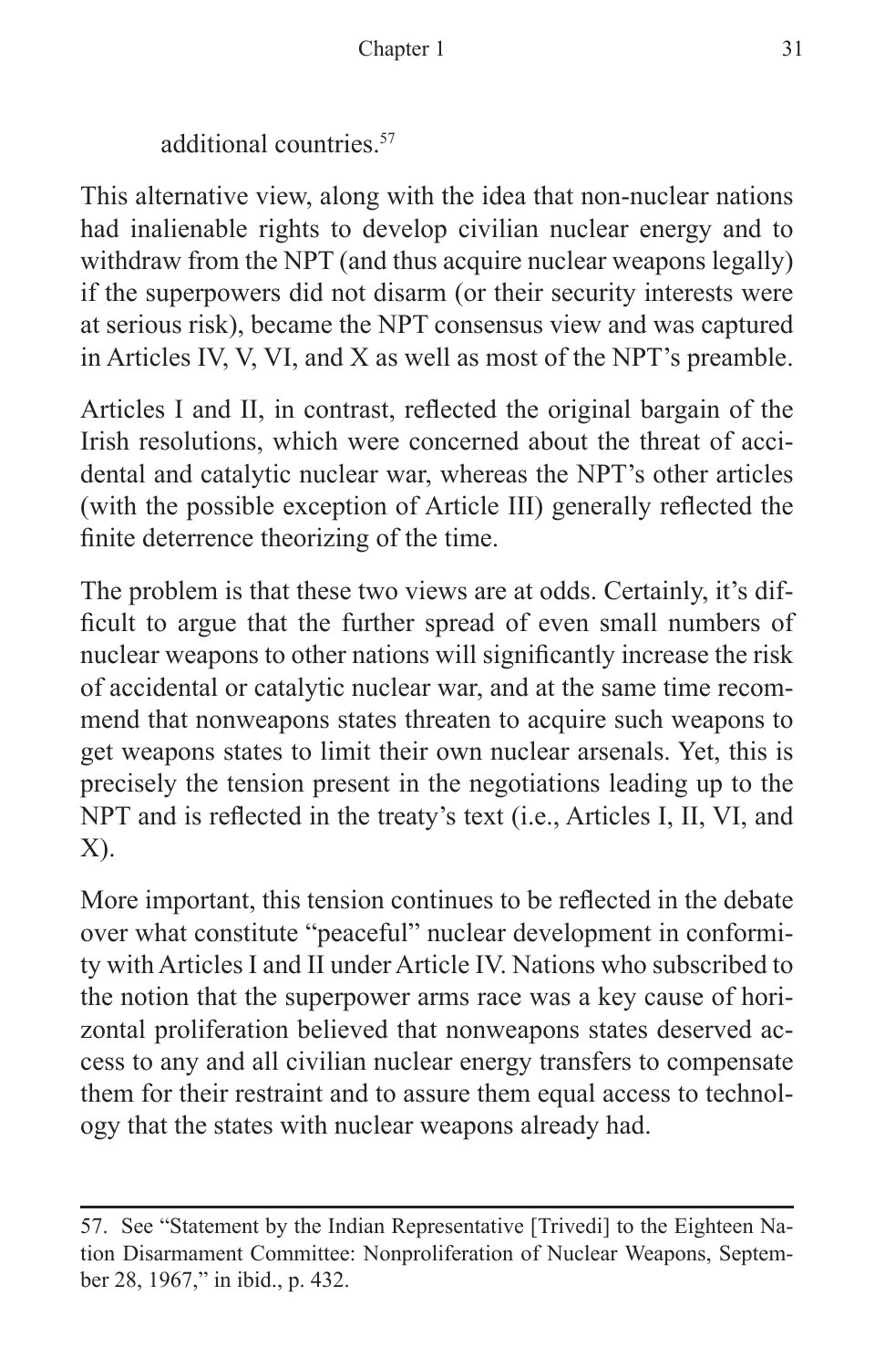additional countries.[57]

This alternative view, along with the idea that non-nuclear nations had inalienable rights to develop civilian nuclear energy and to withdraw from the NPT (and thus acquire nuclear weapons legally) if the superpowers did not disarm (or their security interests were at serious risk), became the NPT consensus view and was captured in Articles IV, V, VI, and X as well as most of the NPT's preamble.

Articles I and II, in contrast, reflected the original bargain of the Irish resolutions, which were concerned about the threat of accidental and catalytic nuclear war, whereas the NPT's other articles (with the possible exception of Article III) generally reflected the finite deterrence theorizing of the time.

The problem is that these two views are at odds. Certainly, it's difficult to argue that the further spread of even small numbers of nuclear weapons to other nations will significantly increase the risk of accidental or catalytic nuclear war, and at the same time recommend that nonweapons states threaten to acquire such weapons to get weapons states to limit their own nuclear arsenals. Yet, this is precisely the tension present in the negotiations leading up to the NPT and is reflected in the treaty's text (i.e., Articles I, II, VI, and X).

More important, this tension continues to be reflected in the debate over what constitute "peaceful" nuclear development in conformity with Articles I and II under Article IV. Nations who subscribed to the notion that the superpower arms race was a key cause of horizontal proliferation believed that nonweapons states deserved access to any and all civilian nuclear energy transfers to compensate them for their restraint and to assure them equal access to technology that the states with nuclear weapons already had.

---

57. See "Statement by the Indian Representative [Trivedi] to the Eighteen Nation Disarmament Committee: Nonproliferation of Nuclear Weapons, September 28, 1967," in ibid., p. 432.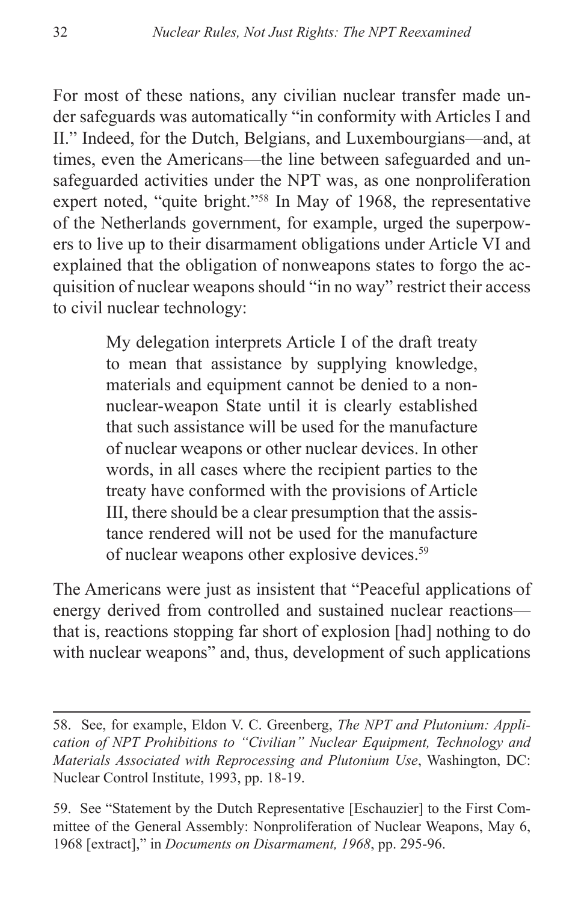For most of these nations, any civilian nuclear transfer made under safeguards was automatically "in conformity with Articles I and II." Indeed, for the Dutch, Belgians, and Luxembourgians—and, at times, even the Americans—the line between safeguarded and unsafeguarded activities under the NPT was, as one nonproliferation expert noted, "quite bright."[58] In May of 1968, the representative of the Netherlands government, for example, urged the superpowers to live up to their disarmament obligations under Article VI and explained that the obligation of nonweapons states to forgo the acquisition of nuclear weapons should "in no way" restrict their access to civil nuclear technology:

> My delegation interprets Article I of the draft treaty to mean that assistance by supplying knowledge, materials and equipment cannot be denied to a non-nuclear-weapon State until it is clearly established that such assistance will be used for the manufacture of nuclear weapons or other nuclear devices. In other words, in all cases where the recipient parties to the treaty have conformed with the provisions of Article III, there should be a clear presumption that the assistance rendered will not be used for the manufacture of nuclear weapons other explosive devices.[59]

The Americans were just as insistent that "Peaceful applications of energy derived from controlled and sustained nuclear reactions—that is, reactions stopping far short of explosion [had] nothing to do with nuclear weapons" and, thus, development of such applications

---

58. See, for example, Eldon V. C. Greenberg, *The NPT and Plutonium: Application of NPT Prohibitions to "Civilian" Nuclear Equipment, Technology and Materials Associated with Reprocessing and Plutonium Use*, Washington, DC: Nuclear Control Institute, 1993, pp. 18-19.

59. See "Statement by the Dutch Representative [Eschauzier] to the First Committee of the General Assembly: Nonproliferation of Nuclear Weapons, May 6, 1968 [extract]," in *Documents on Disarmament, 1968*, pp. 295-96.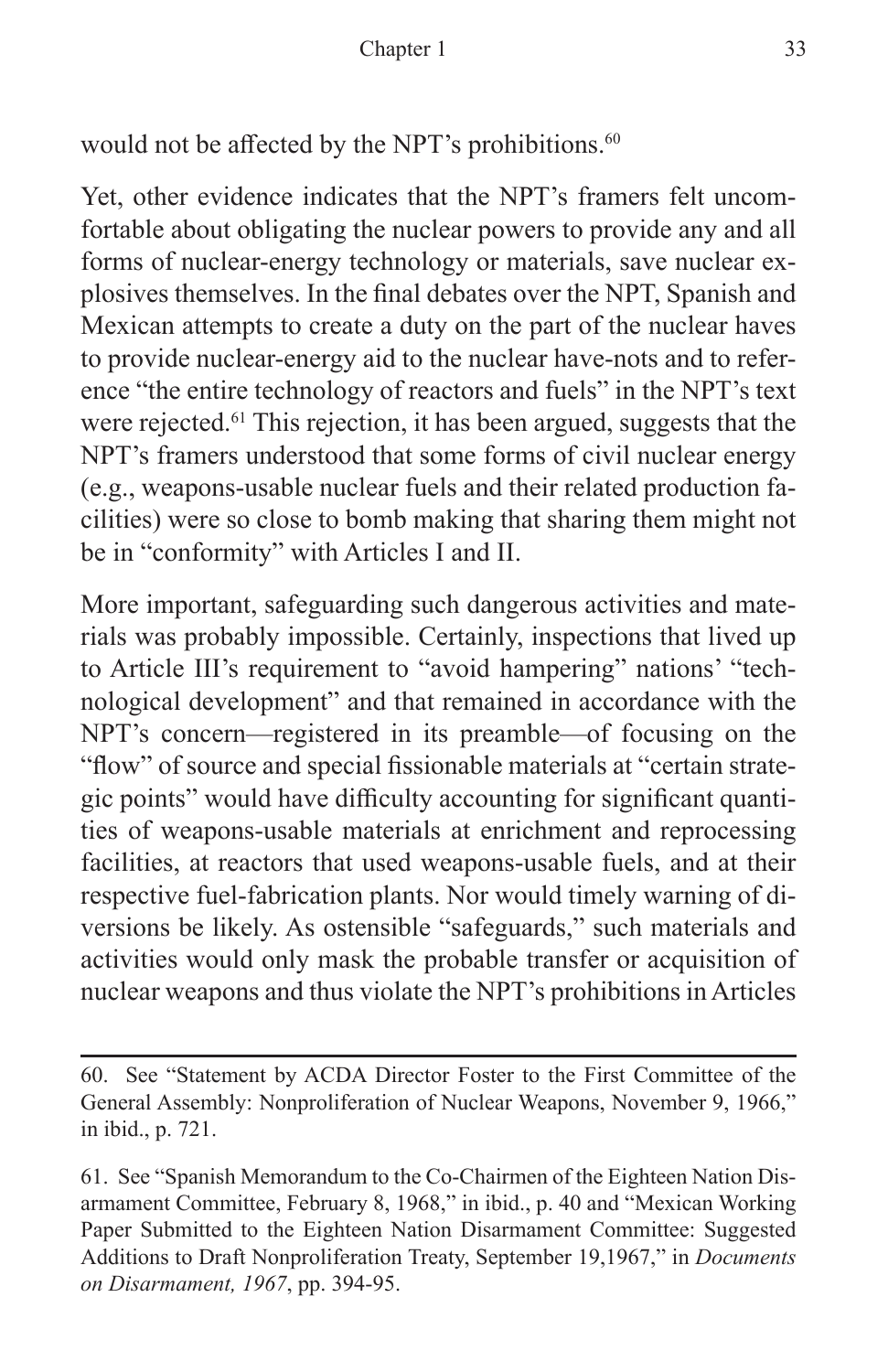would not be affected by the NPT's prohibitions.[60]

Yet, other evidence indicates that the NPT's framers felt uncomfortable about obligating the nuclear powers to provide any and all forms of nuclear-energy technology or materials, save nuclear explosives themselves. In the final debates over the NPT, Spanish and Mexican attempts to create a duty on the part of the nuclear haves to provide nuclear-energy aid to the nuclear have-nots and to reference "the entire technology of reactors and fuels" in the NPT's text were rejected.[61] This rejection, it has been argued, suggests that the NPT's framers understood that some forms of civil nuclear energy (e.g., weapons-usable nuclear fuels and their related production facilities) were so close to bomb making that sharing them might not be in "conformity" with Articles I and II.

More important, safeguarding such dangerous activities and materials was probably impossible. Certainly, inspections that lived up to Article III's requirement to "avoid hampering" nations' "technological development" and that remained in accordance with the NPT's concern—registered in its preamble—of focusing on the "flow" of source and special fissionable materials at "certain strategic points" would have difficulty accounting for significant quantities of weapons-usable materials at enrichment and reprocessing facilities, at reactors that used weapons-usable fuels, and at their respective fuel-fabrication plants. Nor would timely warning of diversions be likely. As ostensible "safeguards," such materials and activities would only mask the probable transfer or acquisition of nuclear weapons and thus violate the NPT's prohibitions in Articles

---

60. See "Statement by ACDA Director Foster to the First Committee of the General Assembly: Nonproliferation of Nuclear Weapons, November 9, 1966," in ibid., p. 721.

61. See "Spanish Memorandum to the Co-Chairmen of the Eighteen Nation Disarmament Committee, February 8, 1968," in ibid., p. 40 and "Mexican Working Paper Submitted to the Eighteen Nation Disarmament Committee: Suggested Additions to Draft Nonproliferation Treaty, September 19,1967," in *Documents on Disarmament, 1967*, pp. 394-95.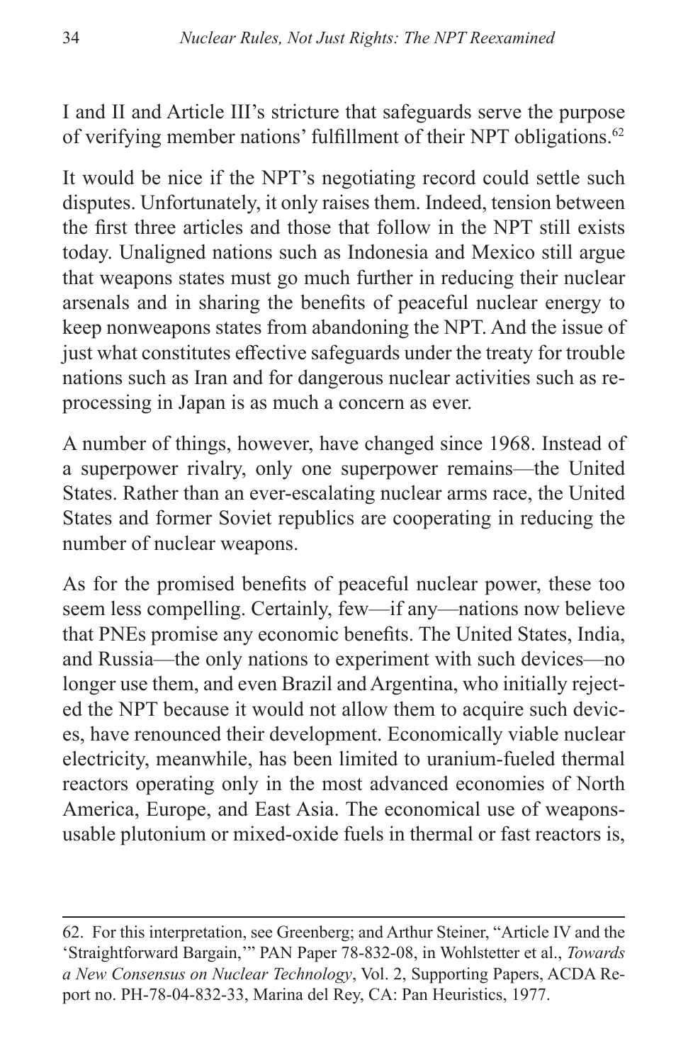I and II and Article III's stricture that safeguards serve the purpose of verifying member nations' fulfillment of their NPT obligations.[62]

It would be nice if the NPT's negotiating record could settle such disputes. Unfortunately, it only raises them. Indeed, tension between the first three articles and those that follow in the NPT still exists today. Unaligned nations such as Indonesia and Mexico still argue that weapons states must go much further in reducing their nuclear arsenals and in sharing the benefits of peaceful nuclear energy to keep nonweapons states from abandoning the NPT. And the issue of just what constitutes effective safeguards under the treaty for trouble nations such as Iran and for dangerous nuclear activities such as reprocessing in Japan is as much a concern as ever.

A number of things, however, have changed since 1968. Instead of a superpower rivalry, only one superpower remains—the United States. Rather than an ever-escalating nuclear arms race, the United States and former Soviet republics are cooperating in reducing the number of nuclear weapons.

As for the promised benefits of peaceful nuclear power, these too seem less compelling. Certainly, few—if any—nations now believe that PNEs promise any economic benefits. The United States, India, and Russia—the only nations to experiment with such devices—no longer use them, and even Brazil and Argentina, who initially rejected the NPT because it would not allow them to acquire such devices, have renounced their development. Economically viable nuclear electricity, meanwhile, has been limited to uranium-fueled thermal reactors operating only in the most advanced economies of North America, Europe, and East Asia. The economical use of weapons-usable plutonium or mixed-oxide fuels in thermal or fast reactors is,

---

62. For this interpretation, see Greenberg; and Arthur Steiner, "Article IV and the 'Straightforward Bargain,'" PAN Paper 78-832-08, in Wohlstetter et al., *Towards a New Consensus on Nuclear Technology*, Vol. 2, Supporting Papers, ACDA Report no. PH-78-04-832-33, Marina del Rey, CA: Pan Heuristics, 1977.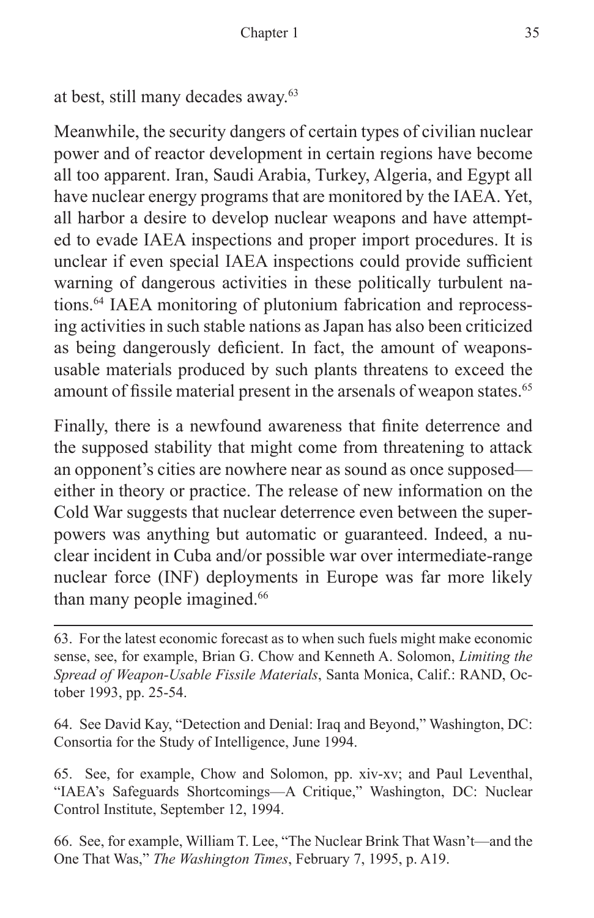at best, still many decades away.[63]

Meanwhile, the security dangers of certain types of civilian nuclear power and of reactor development in certain regions have become all too apparent. Iran, Saudi Arabia, Turkey, Algeria, and Egypt all have nuclear energy programs that are monitored by the IAEA. Yet, all harbor a desire to develop nuclear weapons and have attempted to evade IAEA inspections and proper import procedures. It is unclear if even special IAEA inspections could provide sufficient warning of dangerous activities in these politically turbulent nations.[64] IAEA monitoring of plutonium fabrication and reprocessing activities in such stable nations as Japan has also been criticized as being dangerously deficient. In fact, the amount of weapons-usable materials produced by such plants threatens to exceed the amount of fissile material present in the arsenals of weapon states.[65]

Finally, there is a newfound awareness that finite deterrence and the supposed stability that might come from threatening to attack an opponent's cities are nowhere near as sound as once supposed—either in theory or practice. The release of new information on the Cold War suggests that nuclear deterrence even between the superpowers was anything but automatic or guaranteed. Indeed, a nuclear incident in Cuba and/or possible war over intermediate-range nuclear force (INF) deployments in Europe was far more likely than many people imagined.[66]

---

63. For the latest economic forecast as to when such fuels might make economic sense, see, for example, Brian G. Chow and Kenneth A. Solomon, *Limiting the Spread of Weapon-Usable Fissile Materials*, Santa Monica, Calif.: RAND, October 1993, pp. 25-54.

64. See David Kay, "Detection and Denial: Iraq and Beyond," Washington, DC: Consortia for the Study of Intelligence, June 1994.

65. See, for example, Chow and Solomon, pp. xiv-xv; and Paul Leventhal, "IAEA's Safeguards Shortcomings—A Critique," Washington, DC: Nuclear Control Institute, September 12, 1994.

66. See, for example, William T. Lee, "The Nuclear Brink That Wasn't—and the One That Was," *The Washington Times*, February 7, 1995, p. A19.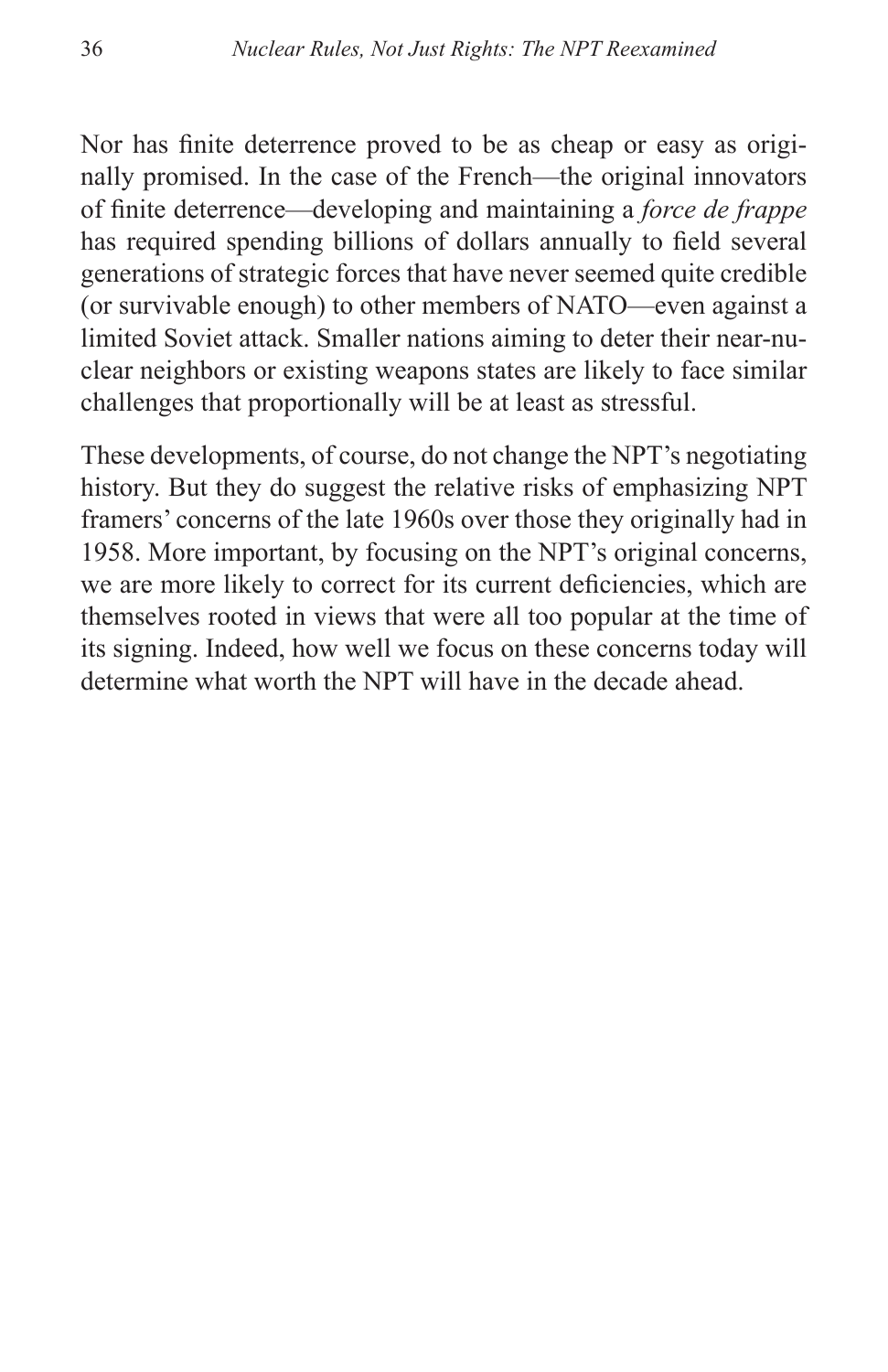Nor has finite deterrence proved to be as cheap or easy as originally promised. In the case of the French—the original innovators of finite deterrence—developing and maintaining a *force de frappe* has required spending billions of dollars annually to field several generations of strategic forces that have never seemed quite credible (or survivable enough) to other members of NATO—even against a limited Soviet attack. Smaller nations aiming to deter their near-nuclear neighbors or existing weapons states are likely to face similar challenges that proportionally will be at least as stressful.

These developments, of course, do not change the NPT's negotiating history. But they do suggest the relative risks of emphasizing NPT framers' concerns of the late 1960s over those they originally had in 1958. More important, by focusing on the NPT's original concerns, we are more likely to correct for its current deficiencies, which are themselves rooted in views that were all too popular at the time of its signing. Indeed, how well we focus on these concerns today will determine what worth the NPT will have in the decade ahead.